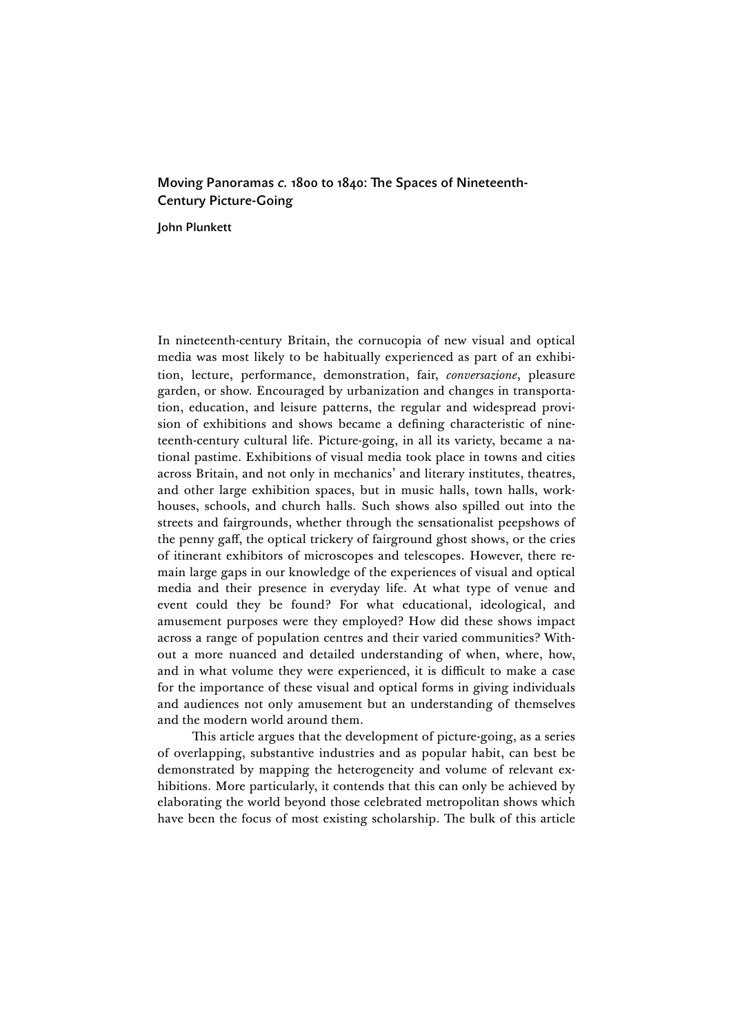# Moving Panoramas *c.* 1800 to 1840: The Spaces of Nineteenth-Century Picture-Going

**John Plunkett**

In nineteenth-century Britain, the cornucopia of new visual and optical media was most likely to be habitually experienced as part of an exhibition, lecture, performance, demonstration, fair, *conversazione*, pleasure garden, or show. Encouraged by urbanization and changes in transportation, education, and leisure patterns, the regular and widespread provision of exhibitions and shows became a defining characteristic of nineteenth-century cultural life. Picture-going, in all its variety, became a national pastime. Exhibitions of visual media took place in towns and cities across Britain, and not only in mechanics' and literary institutes, theatres, and other large exhibition spaces, but in music halls, town halls, workhouses, schools, and church halls. Such shows also spilled out into the streets and fairgrounds, whether through the sensationalist peepshows of the penny gaff, the optical trickery of fairground ghost shows, or the cries of itinerant exhibitors of microscopes and telescopes. However, there remain large gaps in our knowledge of the experiences of visual and optical media and their presence in everyday life. At what type of venue and event could they be found? For what educational, ideological, and amusement purposes were they employed? How did these shows impact across a range of population centres and their varied communities? Without a more nuanced and detailed understanding of when, where, how, and in what volume they were experienced, it is difficult to make a case for the importance of these visual and optical forms in giving individuals and audiences not only amusement but an understanding of themselves and the modern world around them.

This article argues that the development of picture-going, as a series of overlapping, substantive industries and as popular habit, can best be demonstrated by mapping the heterogeneity and volume of relevant exhibitions. More particularly, it contends that this can only be achieved by elaborating the world beyond those celebrated metropolitan shows which have been the focus of most existing scholarship. The bulk of this article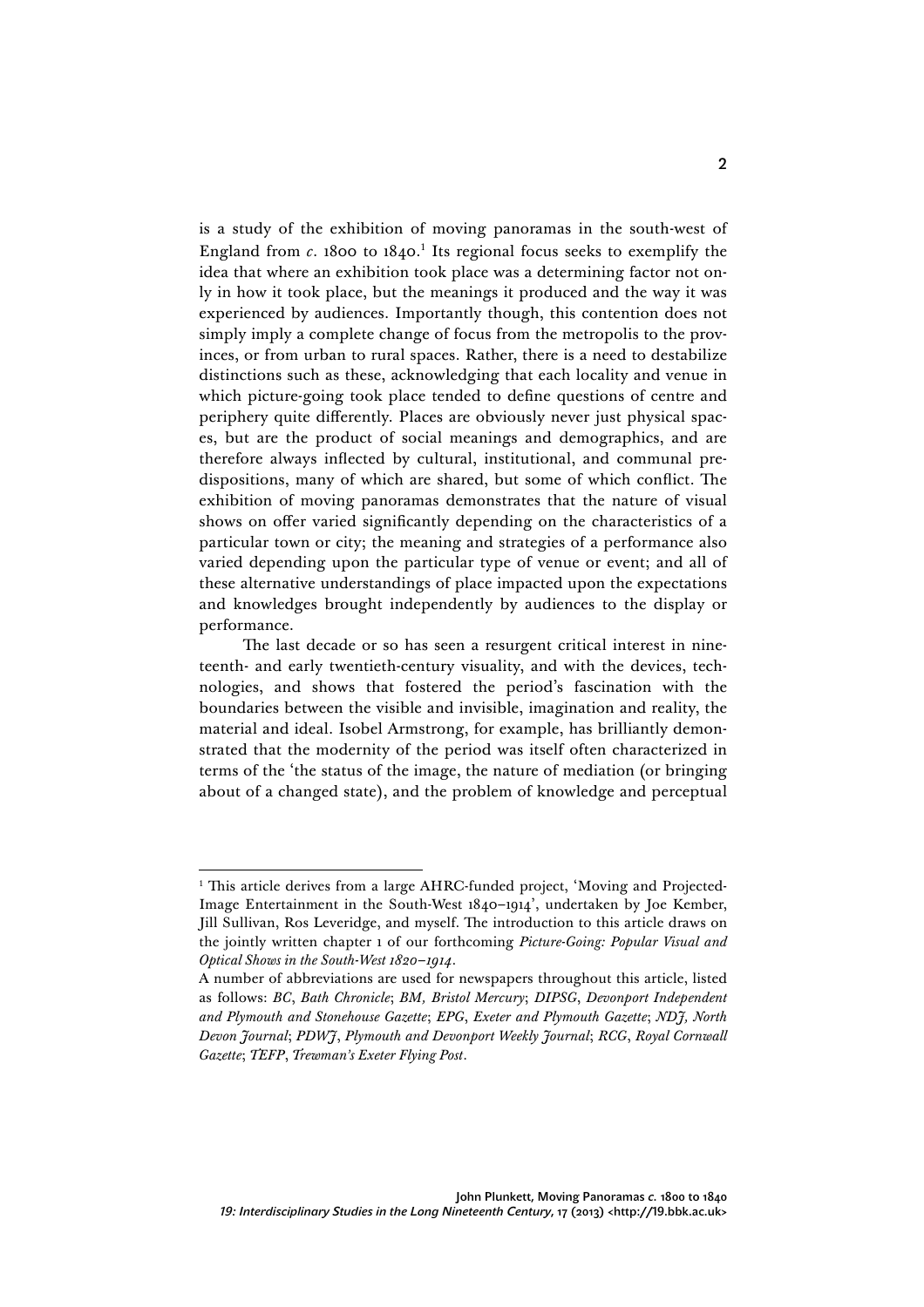is a study of the exhibition of moving panoramas in the south-west of England from *c*. 1800 to 1840.[1] Its regional focus seeks to exemplify the idea that where an exhibition took place was a determining factor not only in how it took place, but the meanings it produced and the way it was experienced by audiences. Importantly though, this contention does not simply imply a complete change of focus from the metropolis to the provinces, or from urban to rural spaces. Rather, there is a need to destabilize distinctions such as these, acknowledging that each locality and venue in which picture-going took place tended to define questions of centre and periphery quite differently. Places are obviously never just physical spaces, but are the product of social meanings and demographics, and are therefore always inflected by cultural, institutional, and communal predispositions, many of which are shared, but some of which conflict. The exhibition of moving panoramas demonstrates that the nature of visual shows on offer varied significantly depending on the characteristics of a particular town or city; the meaning and strategies of a performance also varied depending upon the particular type of venue or event; and all of these alternative understandings of place impacted upon the expectations and knowledges brought independently by audiences to the display or performance.

The last decade or so has seen a resurgent critical interest in nineteenth- and early twentieth-century visuality, and with the devices, technologies, and shows that fostered the period's fascination with the boundaries between the visible and invisible, imagination and reality, the material and ideal. Isobel Armstrong, for example, has brilliantly demonstrated that the modernity of the period was itself often characterized in terms of the 'the status of the image, the nature of mediation (or bringing about of a changed state), and the problem of knowledge and perceptual

---

[1] This article derives from a large AHRC-funded project, 'Moving and Projected-Image Entertainment in the South-West 1840–1914', undertaken by Joe Kember, Jill Sullivan, Ros Leveridge, and myself. The introduction to this article draws on the jointly written chapter 1 of our forthcoming *Picture-Going: Popular Visual and Optical Shows in the South-West 1820–1914*.

A number of abbreviations are used for newspapers throughout this article, listed as follows: *BC*, *Bath Chronicle*; *BM, Bristol Mercury*; *DIPSG*, *Devonport Independent and Plymouth and Stonehouse Gazette*; *EPG*, *Exeter and Plymouth Gazette*; *NDJ, North Devon Journal*; *PDWJ*, *Plymouth and Devonport Weekly Journal*; *RCG*, *Royal Cornwall Gazette*; *TEFP*, *Trewman's Exeter Flying Post*.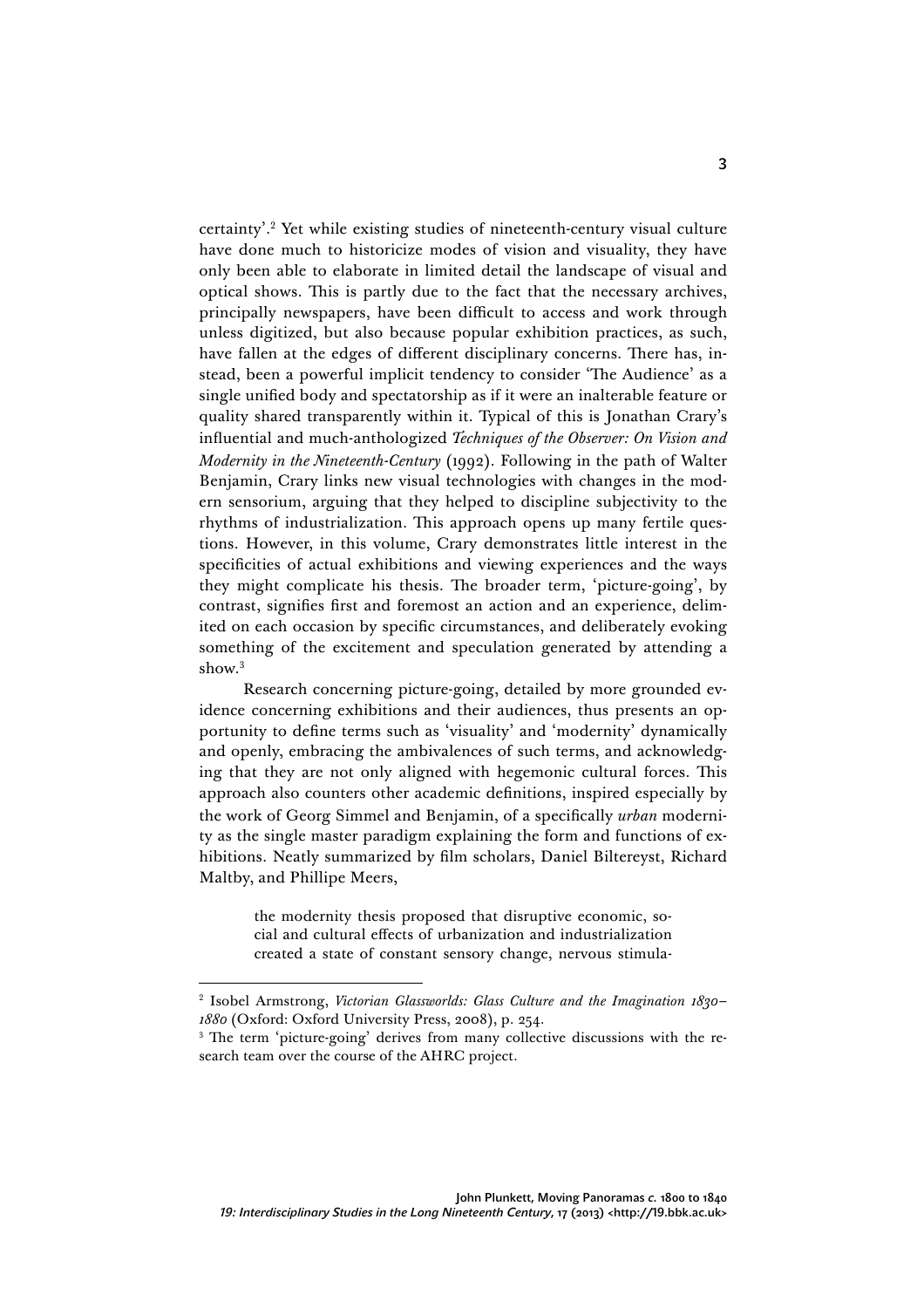certainty'.[2] Yet while existing studies of nineteenth-century visual culture have done much to historicize modes of vision and visuality, they have only been able to elaborate in limited detail the landscape of visual and optical shows. This is partly due to the fact that the necessary archives, principally newspapers, have been difficult to access and work through unless digitized, but also because popular exhibition practices, as such, have fallen at the edges of different disciplinary concerns. There has, instead, been a powerful implicit tendency to consider 'The Audience' as a single unified body and spectatorship as if it were an inalterable feature or quality shared transparently within it. Typical of this is Jonathan Crary's influential and much-anthologized *Techniques of the Observer: On Vision and Modernity in the Nineteenth-Century* (1992). Following in the path of Walter Benjamin, Crary links new visual technologies with changes in the modern sensorium, arguing that they helped to discipline subjectivity to the rhythms of industrialization. This approach opens up many fertile questions. However, in this volume, Crary demonstrates little interest in the specificities of actual exhibitions and viewing experiences and the ways they might complicate his thesis. The broader term, 'picture-going', by contrast, signifies first and foremost an action and an experience, delimited on each occasion by specific circumstances, and deliberately evoking something of the excitement and speculation generated by attending a show.[3]

Research concerning picture-going, detailed by more grounded evidence concerning exhibitions and their audiences, thus presents an opportunity to define terms such as 'visuality' and 'modernity' dynamically and openly, embracing the ambivalences of such terms, and acknowledging that they are not only aligned with hegemonic cultural forces. This approach also counters other academic definitions, inspired especially by the work of Georg Simmel and Benjamin, of a specifically *urban* modernity as the single master paradigm explaining the form and functions of exhibitions. Neatly summarized by film scholars, Daniel Biltereyst, Richard Maltby, and Phillipe Meers,

> the modernity thesis proposed that disruptive economic, social and cultural effects of urbanization and industrialization created a state of constant sensory change, nervous stimula-

---

[2] Isobel Armstrong, *Victorian Glassworlds: Glass Culture and the Imagination 1830–1880* (Oxford: Oxford University Press, 2008), p. 254.

[3] The term 'picture-going' derives from many collective discussions with the research team over the course of the AHRC project.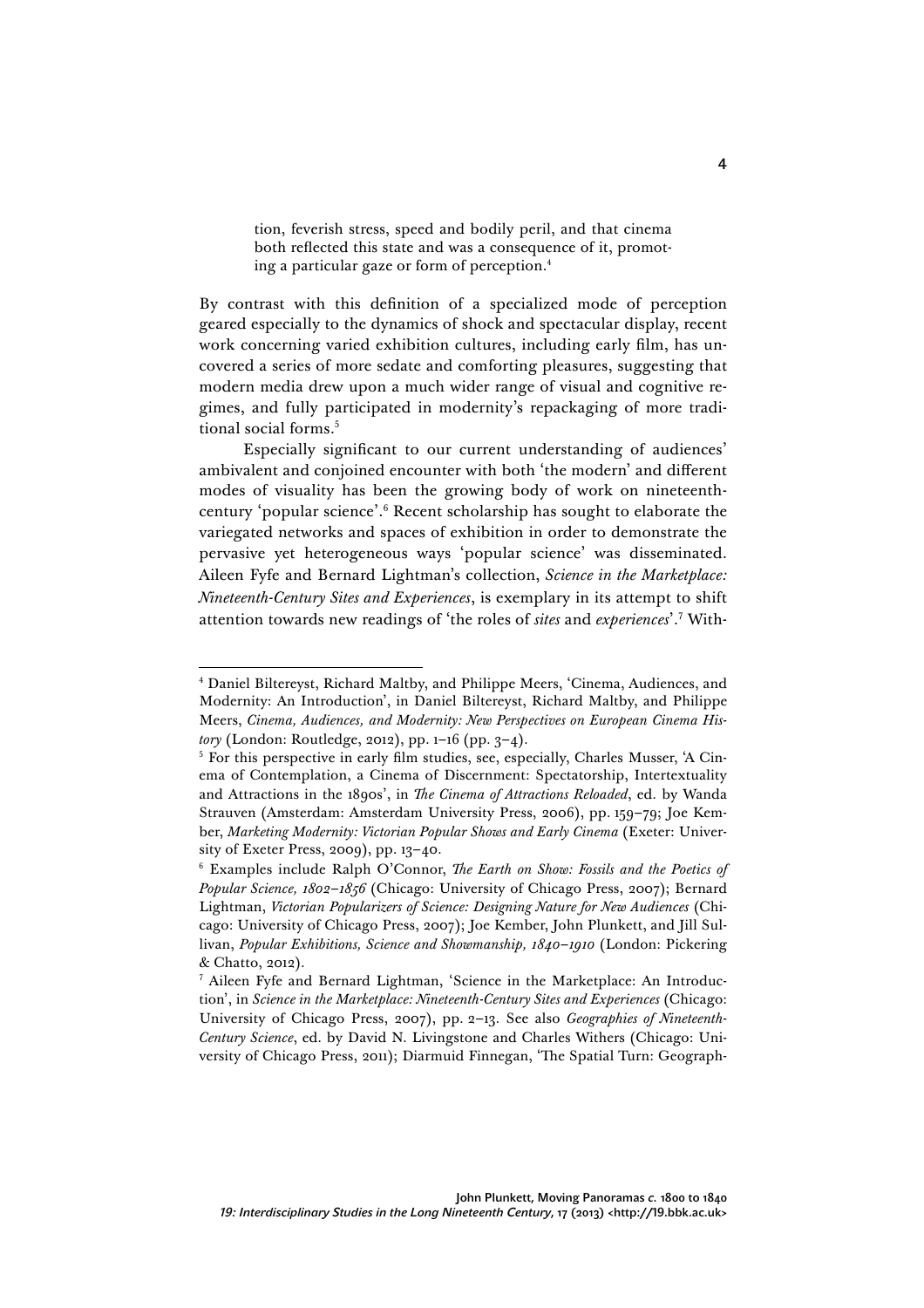> tion, feverish stress, speed and bodily peril, and that cinema both reflected this state and was a consequence of it, promoting a particular gaze or form of perception.[4]

By contrast with this definition of a specialized mode of perception geared especially to the dynamics of shock and spectacular display, recent work concerning varied exhibition cultures, including early film, has uncovered a series of more sedate and comforting pleasures, suggesting that modern media drew upon a much wider range of visual and cognitive regimes, and fully participated in modernity's repackaging of more traditional social forms.[5]

Especially significant to our current understanding of audiences' ambivalent and conjoined encounter with both 'the modern' and different modes of visuality has been the growing body of work on nineteenth-century 'popular science'.[6] Recent scholarship has sought to elaborate the variegated networks and spaces of exhibition in order to demonstrate the pervasive yet heterogeneous ways 'popular science' was disseminated. Aileen Fyfe and Bernard Lightman's collection, *Science in the Marketplace: Nineteenth-Century Sites and Experiences*, is exemplary in its attempt to shift attention towards new readings of 'the roles of *sites* and *experiences*'.[7] With-

---

[4] Daniel Biltereyst, Richard Maltby, and Philippe Meers, 'Cinema, Audiences, and Modernity: An Introduction', in Daniel Biltereyst, Richard Maltby, and Philippe Meers, *Cinema, Audiences, and Modernity: New Perspectives on European Cinema History* (London: Routledge, 2012), pp. 1–16 (pp. 3–4).

[5] For this perspective in early film studies, see, especially, Charles Musser, 'A Cinema of Contemplation, a Cinema of Discernment: Spectatorship, Intertextuality and Attractions in the 1890s', in *The Cinema of Attractions Reloaded*, ed. by Wanda Strauven (Amsterdam: Amsterdam University Press, 2006), pp. 159–79; Joe Kember, *Marketing Modernity: Victorian Popular Shows and Early Cinema* (Exeter: University of Exeter Press, 2009), pp. 13–40.

[6] Examples include Ralph O'Connor, *The Earth on Show: Fossils and the Poetics of Popular Science, 1802–1856* (Chicago: University of Chicago Press, 2007); Bernard Lightman, *Victorian Popularizers of Science: Designing Nature for New Audiences* (Chicago: University of Chicago Press, 2007); Joe Kember, John Plunkett, and Jill Sullivan, *Popular Exhibitions, Science and Showmanship, 1840–1910* (London: Pickering & Chatto, 2012).

[7] Aileen Fyfe and Bernard Lightman, 'Science in the Marketplace: An Introduction', in *Science in the Marketplace: Nineteenth-Century Sites and Experiences* (Chicago: University of Chicago Press, 2007), pp. 2–13. See also *Geographies of Nineteenth-Century Science*, ed. by David N. Livingstone and Charles Withers (Chicago: University of Chicago Press, 2011); Diarmuid Finnegan, 'The Spatial Turn: Geograph-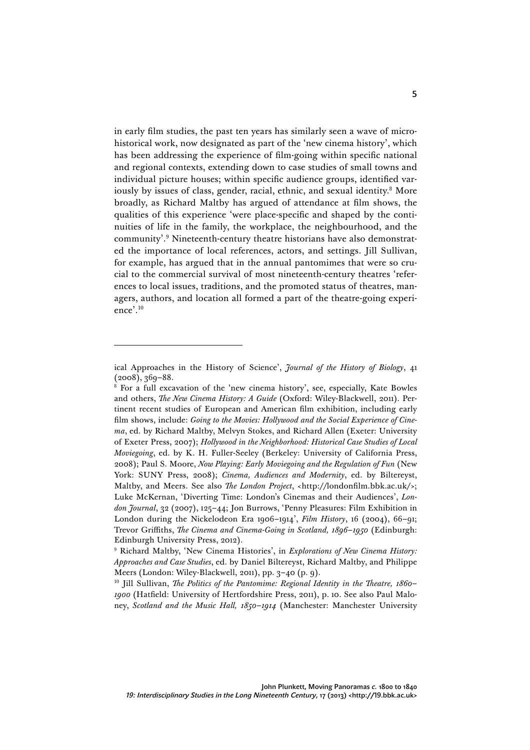in early film studies, the past ten years has similarly seen a wave of micro-historical work, now designated as part of the 'new cinema history', which has been addressing the experience of film-going within specific national and regional contexts, extending down to case studies of small towns and individual picture houses; within specific audience groups, identified variously by issues of class, gender, racial, ethnic, and sexual identity.[8] More broadly, as Richard Maltby has argued of attendance at film shows, the qualities of this experience 'were place-specific and shaped by the continuities of life in the family, the workplace, the neighbourhood, and the community'.[9] Nineteenth-century theatre historians have also demonstrated the importance of local references, actors, and settings. Jill Sullivan, for example, has argued that in the annual pantomimes that were so crucial to the commercial survival of most nineteenth-century theatres 'references to local issues, traditions, and the promoted status of theatres, managers, authors, and location all formed a part of the theatre-going experience'.[10]

---

ical Approaches in the History of Science', *Journal of the History of Biology*, 41 (2008), 369–88.

[8] For a full excavation of the 'new cinema history', see, especially, Kate Bowles and others, *The New Cinema History: A Guide* (Oxford: Wiley-Blackwell, 2011). Pertinent recent studies of European and American film exhibition, including early film shows, include: *Going to the Movies: Hollywood and the Social Experience of Cinema*, ed. by Richard Maltby, Melvyn Stokes, and Richard Allen (Exeter: University of Exeter Press, 2007); *Hollywood in the Neighborhood: Historical Case Studies of Local Moviegoing*, ed. by K. H. Fuller-Seeley (Berkeley: University of California Press, 2008); Paul S. Moore, *Now Playing: Early Moviegoing and the Regulation of Fun* (New York: SUNY Press, 2008); *Cinema, Audiences and Modernity*, ed. by Biltereyst, Maltby, and Meers. See also *The London Project*, <http://londonfilm.bbk.ac.uk/>; Luke McKernan, 'Diverting Time: London's Cinemas and their Audiences', *London Journal*, 32 (2007), 125–44; Jon Burrows, 'Penny Pleasures: Film Exhibition in London during the Nickelodeon Era 1906–1914', *Film History*, 16 (2004), 66–91; Trevor Griffiths, *The Cinema and Cinema-Going in Scotland, 1896–1950* (Edinburgh: Edinburgh University Press, 2012).

[9] Richard Maltby, 'New Cinema Histories', in *Explorations of New Cinema History: Approaches and Case Studies*, ed. by Daniel Biltereyst, Richard Maltby, and Philippe Meers (London: Wiley-Blackwell, 2011), pp. 3–40 (p. 9).

[10] Jill Sullivan, *The Politics of the Pantomime: Regional Identity in the Theatre, 1860–1900* (Hatfield: University of Hertfordshire Press, 2011), p. 10. See also Paul Maloney, *Scotland and the Music Hall, 1850–1914* (Manchester: Manchester University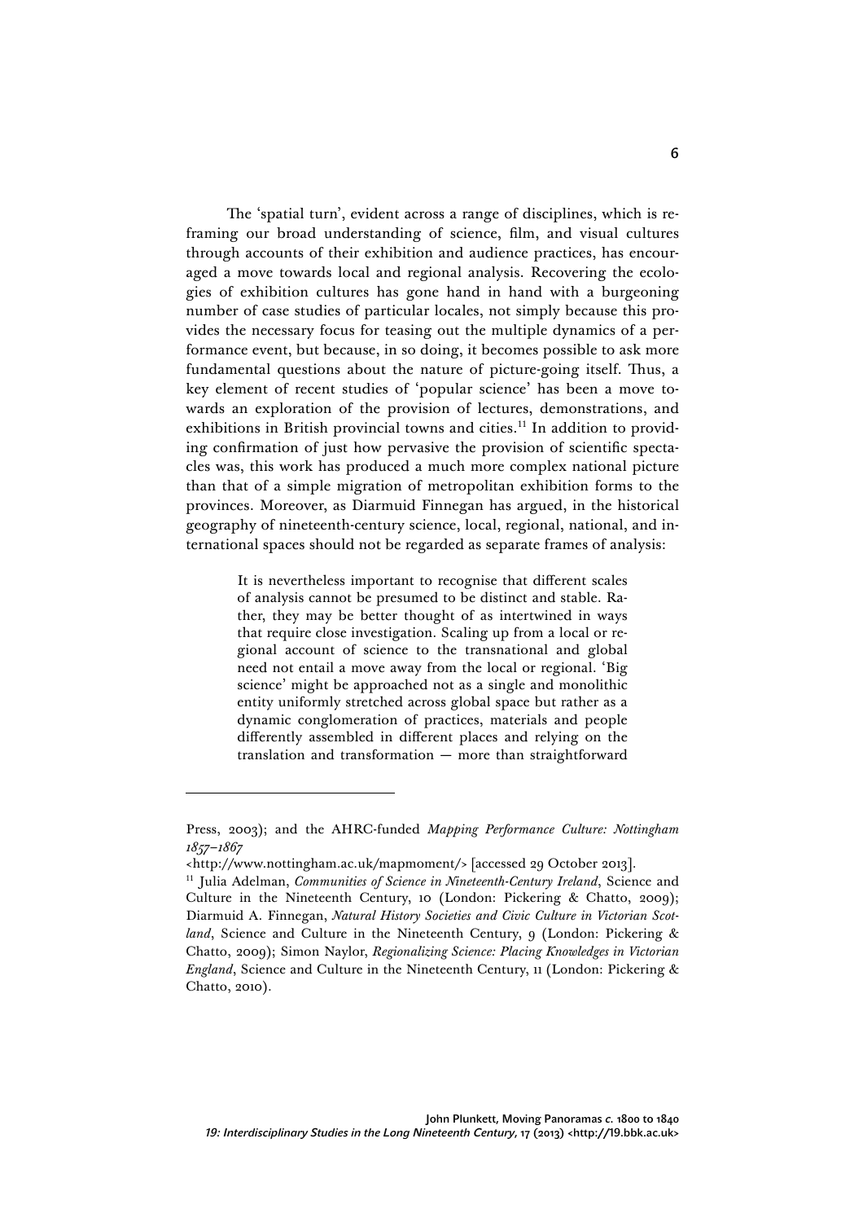The 'spatial turn', evident across a range of disciplines, which is reframing our broad understanding of science, film, and visual cultures through accounts of their exhibition and audience practices, has encouraged a move towards local and regional analysis. Recovering the ecologies of exhibition cultures has gone hand in hand with a burgeoning number of case studies of particular locales, not simply because this provides the necessary focus for teasing out the multiple dynamics of a performance event, but because, in so doing, it becomes possible to ask more fundamental questions about the nature of picture-going itself. Thus, a key element of recent studies of 'popular science' has been a move towards an exploration of the provision of lectures, demonstrations, and exhibitions in British provincial towns and cities.[11] In addition to providing confirmation of just how pervasive the provision of scientific spectacles was, this work has produced a much more complex national picture than that of a simple migration of metropolitan exhibition forms to the provinces. Moreover, as Diarmuid Finnegan has argued, in the historical geography of nineteenth-century science, local, regional, national, and international spaces should not be regarded as separate frames of analysis:

> It is nevertheless important to recognise that different scales of analysis cannot be presumed to be distinct and stable. Rather, they may be better thought of as intertwined in ways that require close investigation. Scaling up from a local or regional account of science to the transnational and global need not entail a move away from the local or regional. 'Big science' might be approached not as a single and monolithic entity uniformly stretched across global space but rather as a dynamic conglomeration of practices, materials and people differently assembled in different places and relying on the translation and transformation — more than straightforward

---

Press, 2003); and the AHRC-funded *Mapping Performance Culture: Nottingham 1857–1867* <http://www.nottingham.ac.uk/mapmoment/> [accessed 29 October 2013].

[11] Julia Adelman, *Communities of Science in Nineteenth-Century Ireland*, Science and Culture in the Nineteenth Century, 10 (London: Pickering & Chatto, 2009); Diarmuid A. Finnegan, *Natural History Societies and Civic Culture in Victorian Scotland*, Science and Culture in the Nineteenth Century, 9 (London: Pickering & Chatto, 2009); Simon Naylor, *Regionalizing Science: Placing Knowledges in Victorian England*, Science and Culture in the Nineteenth Century, 11 (London: Pickering & Chatto, 2010).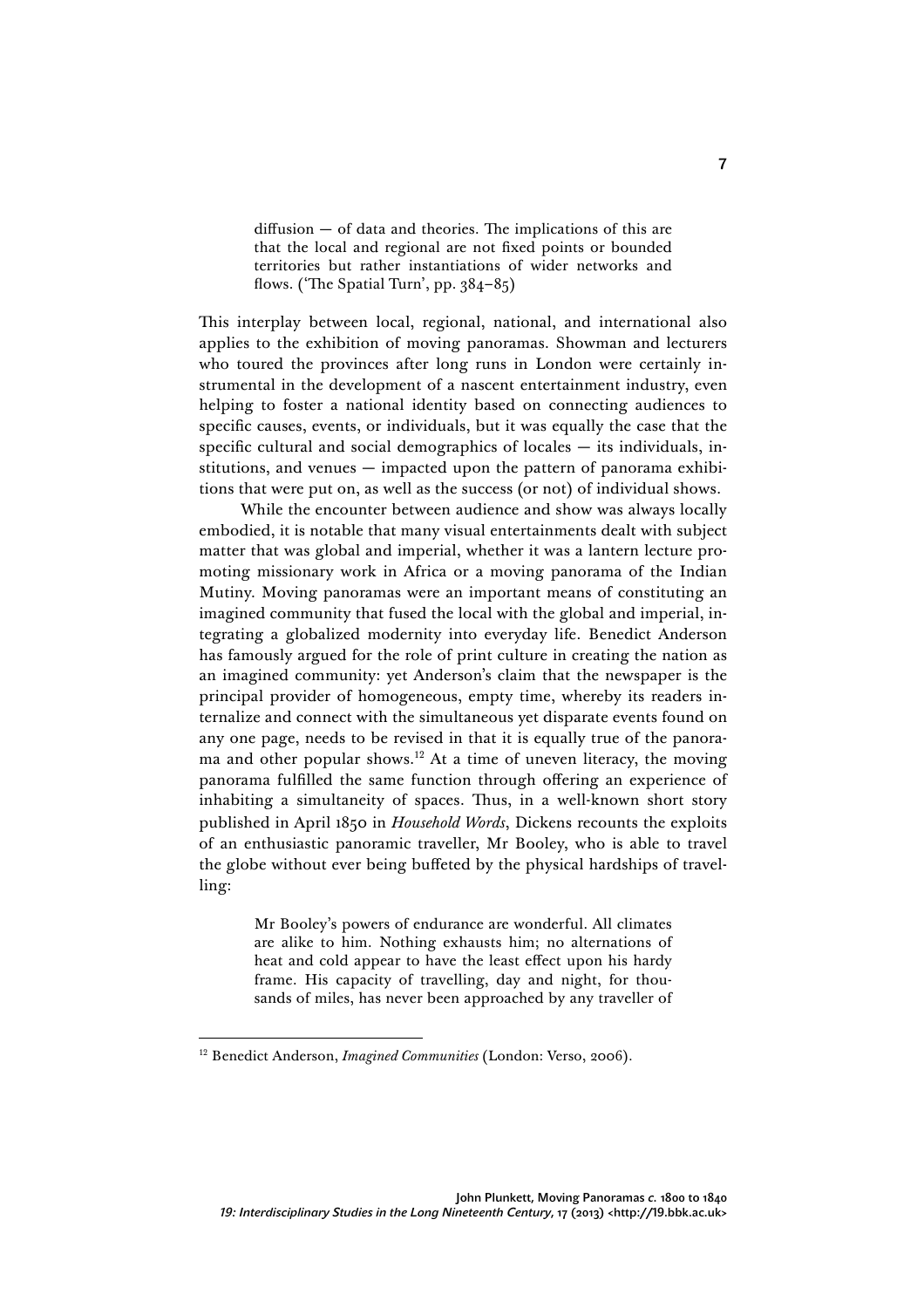> diffusion — of data and theories. The implications of this are that the local and regional are not fixed points or bounded territories but rather instantiations of wider networks and flows. ('The Spatial Turn', pp. 384–85)

This interplay between local, regional, national, and international also applies to the exhibition of moving panoramas. Showman and lecturers who toured the provinces after long runs in London were certainly instrumental in the development of a nascent entertainment industry, even helping to foster a national identity based on connecting audiences to specific causes, events, or individuals, but it was equally the case that the specific cultural and social demographics of locales — its individuals, institutions, and venues — impacted upon the pattern of panorama exhibitions that were put on, as well as the success (or not) of individual shows.

While the encounter between audience and show was always locally embodied, it is notable that many visual entertainments dealt with subject matter that was global and imperial, whether it was a lantern lecture promoting missionary work in Africa or a moving panorama of the Indian Mutiny. Moving panoramas were an important means of constituting an imagined community that fused the local with the global and imperial, integrating a globalized modernity into everyday life. Benedict Anderson has famously argued for the role of print culture in creating the nation as an imagined community: yet Anderson's claim that the newspaper is the principal provider of homogeneous, empty time, whereby its readers internalize and connect with the simultaneous yet disparate events found on any one page, needs to be revised in that it is equally true of the panorama and other popular shows.[12] At a time of uneven literacy, the moving panorama fulfilled the same function through offering an experience of inhabiting a simultaneity of spaces. Thus, in a well-known short story published in April 1850 in *Household Words*, Dickens recounts the exploits of an enthusiastic panoramic traveller, Mr Booley, who is able to travel the globe without ever being buffeted by the physical hardships of travelling:

> Mr Booley's powers of endurance are wonderful. All climates are alike to him. Nothing exhausts him; no alternations of heat and cold appear to have the least effect upon his hardy frame. His capacity of travelling, day and night, for thousands of miles, has never been approached by any traveller of

[12] Benedict Anderson, *Imagined Communities* (London: Verso, 2006).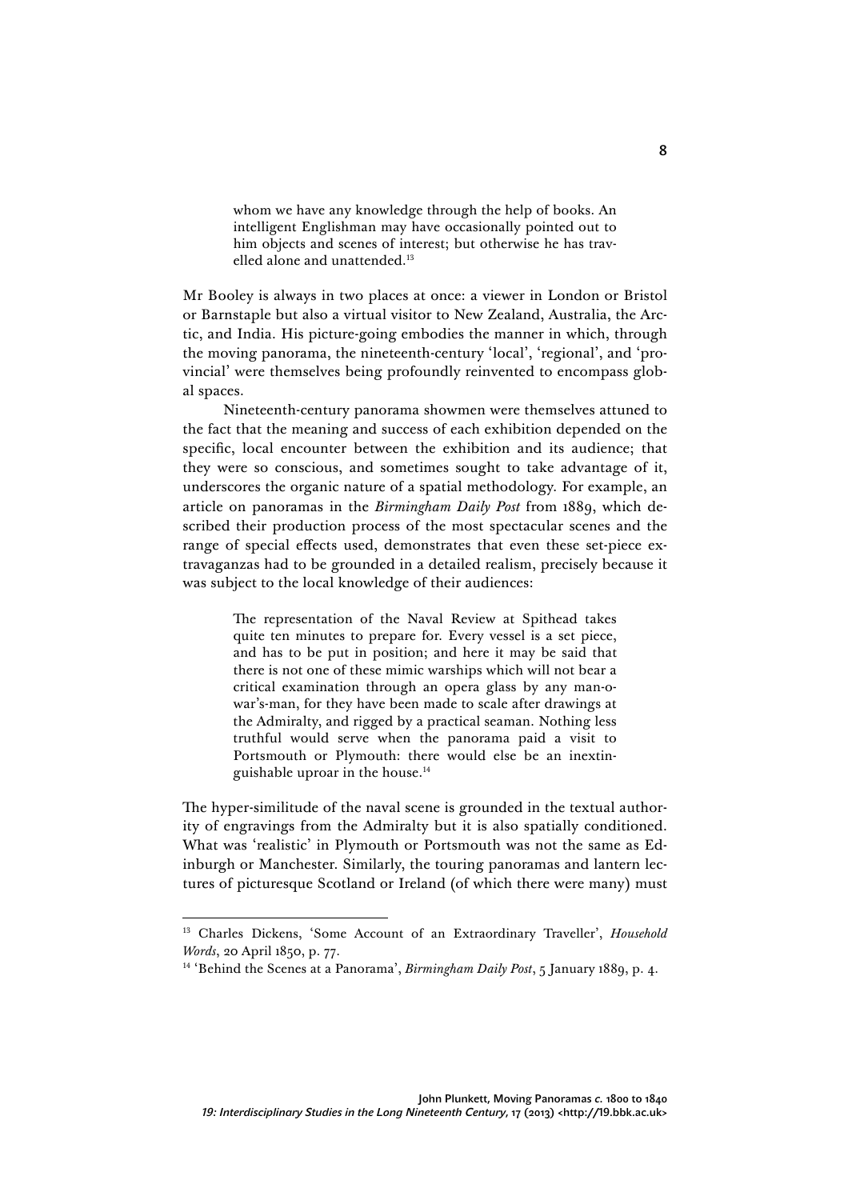> whom we have any knowledge through the help of books. An intelligent Englishman may have occasionally pointed out to him objects and scenes of interest; but otherwise he has travelled alone and unattended.[13]

Mr Booley is always in two places at once: a viewer in London or Bristol or Barnstaple but also a virtual visitor to New Zealand, Australia, the Arctic, and India. His picture-going embodies the manner in which, through the moving panorama, the nineteenth-century 'local', 'regional', and 'provincial' were themselves being profoundly reinvented to encompass global spaces.

Nineteenth-century panorama showmen were themselves attuned to the fact that the meaning and success of each exhibition depended on the specific, local encounter between the exhibition and its audience; that they were so conscious, and sometimes sought to take advantage of it, underscores the organic nature of a spatial methodology. For example, an article on panoramas in the *Birmingham Daily Post* from 1889, which described their production process of the most spectacular scenes and the range of special effects used, demonstrates that even these set-piece extravaganzas had to be grounded in a detailed realism, precisely because it was subject to the local knowledge of their audiences:

> The representation of the Naval Review at Spithead takes quite ten minutes to prepare for. Every vessel is a set piece, and has to be put in position; and here it may be said that there is not one of these mimic warships which will not bear a critical examination through an opera glass by any man-o-war's-man, for they have been made to scale after drawings at the Admiralty, and rigged by a practical seaman. Nothing less truthful would serve when the panorama paid a visit to Portsmouth or Plymouth: there would else be an inextinguishable uproar in the house.[14]

The hyper-similitude of the naval scene is grounded in the textual authority of engravings from the Admiralty but it is also spatially conditioned. What was 'realistic' in Plymouth or Portsmouth was not the same as Edinburgh or Manchester. Similarly, the touring panoramas and lantern lectures of picturesque Scotland or Ireland (of which there were many) must

---

[13] Charles Dickens, 'Some Account of an Extraordinary Traveller', *Household Words*, 20 April 1850, p. 77.

[14] 'Behind the Scenes at a Panorama', *Birmingham Daily Post*, 5 January 1889, p. 4.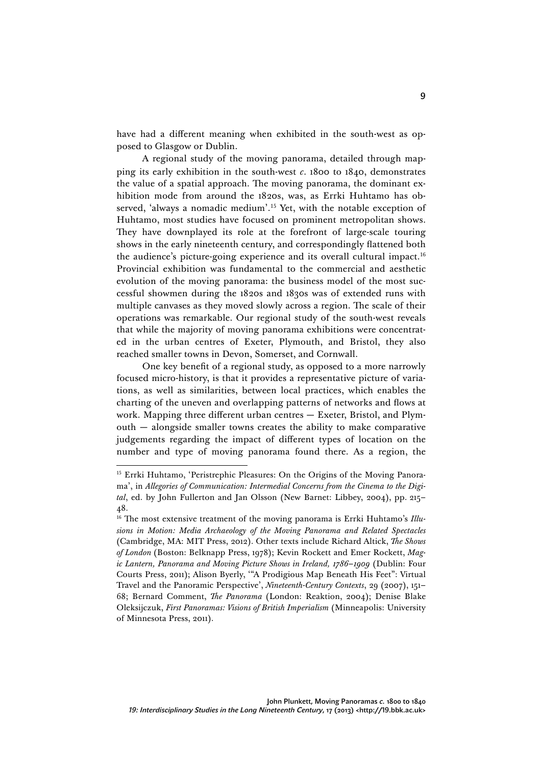have had a different meaning when exhibited in the south-west as opposed to Glasgow or Dublin.

A regional study of the moving panorama, detailed through mapping its early exhibition in the south-west *c*. 1800 to 1840, demonstrates the value of a spatial approach. The moving panorama, the dominant exhibition mode from around the 1820s, was, as Errki Huhtamo has observed, 'always a nomadic medium'.[15] Yet, with the notable exception of Huhtamo, most studies have focused on prominent metropolitan shows. They have downplayed its role at the forefront of large-scale touring shows in the early nineteenth century, and correspondingly flattened both the audience's picture-going experience and its overall cultural impact.[16] Provincial exhibition was fundamental to the commercial and aesthetic evolution of the moving panorama: the business model of the most successful showmen during the 1820s and 1830s was of extended runs with multiple canvases as they moved slowly across a region. The scale of their operations was remarkable. Our regional study of the south-west reveals that while the majority of moving panorama exhibitions were concentrated in the urban centres of Exeter, Plymouth, and Bristol, they also reached smaller towns in Devon, Somerset, and Cornwall.

One key benefit of a regional study, as opposed to a more narrowly focused micro-history, is that it provides a representative picture of variations, as well as similarities, between local practices, which enables the charting of the uneven and overlapping patterns of networks and flows at work. Mapping three different urban centres — Exeter, Bristol, and Plymouth — alongside smaller towns creates the ability to make comparative judgements regarding the impact of different types of location on the number and type of moving panorama found there. As a region, the

---

[15] Errki Huhtamo, 'Peristrephic Pleasures: On the Origins of the Moving Panorama', in *Allegories of Communication: Intermedial Concerns from the Cinema to the Digital*, ed. by John Fullerton and Jan Olsson (New Barnet: Libbey, 2004), pp. 215–48.

[16] The most extensive treatment of the moving panorama is Errki Huhtamo's *Illusions in Motion: Media Archaeology of the Moving Panorama and Related Spectacles* (Cambridge, MA: MIT Press, 2012). Other texts include Richard Altick, *The Shows of London* (Boston: Belknapp Press, 1978); Kevin Rockett and Emer Rockett, *Magic Lantern, Panorama and Moving Picture Shows in Ireland, 1786–1909* (Dublin: Four Courts Press, 2011); Alison Byerly, '"A Prodigious Map Beneath His Feet": Virtual Travel and the Panoramic Perspective', *Nineteenth-Century Contexts*, 29 (2007), 151–68; Bernard Comment, *The Panorama* (London: Reaktion, 2004); Denise Blake Oleksijczuk, *First Panoramas: Visions of British Imperialism* (Minneapolis: University of Minnesota Press, 2011).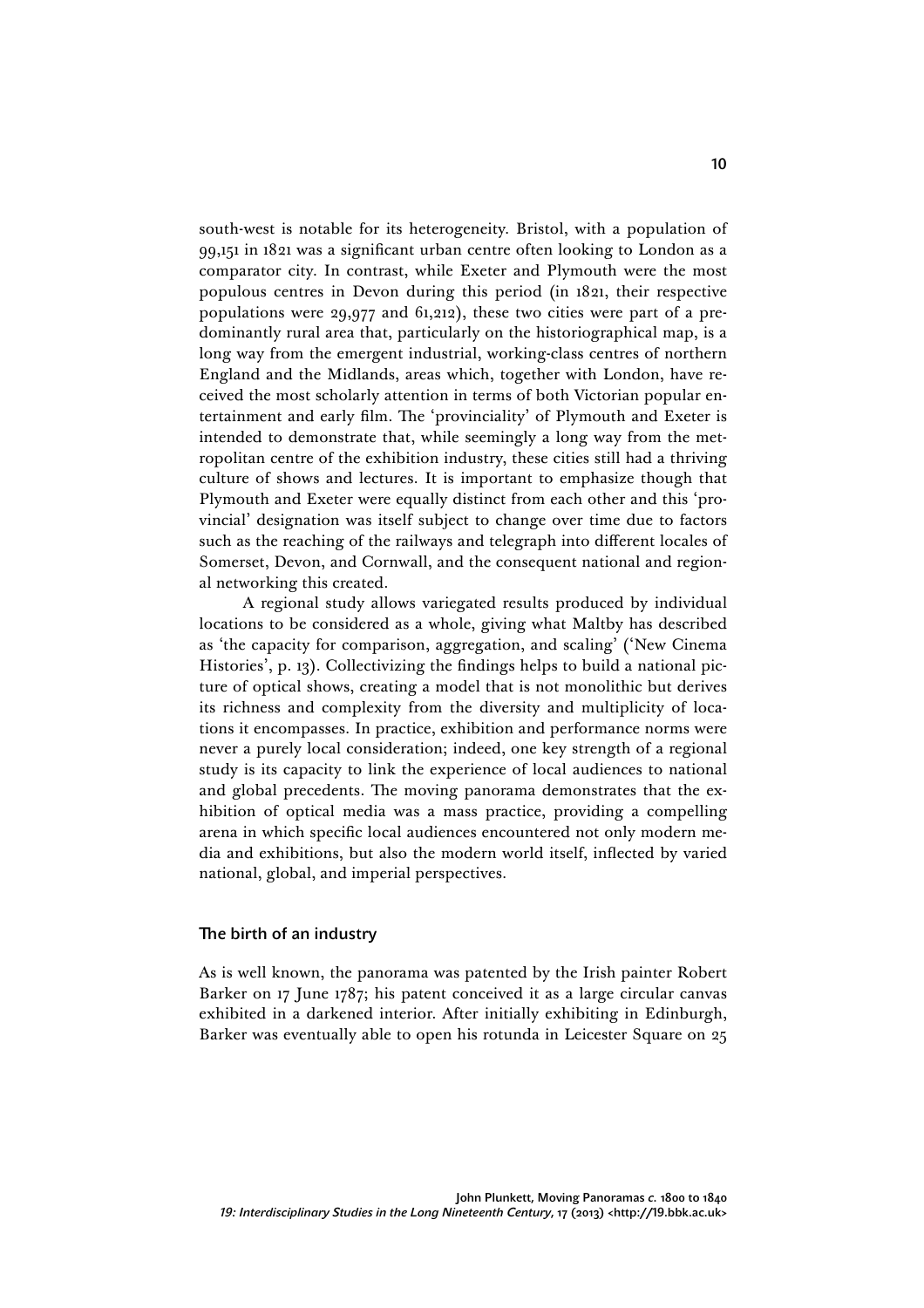south-west is notable for its heterogeneity. Bristol, with a population of 99,151 in 1821 was a significant urban centre often looking to London as a comparator city. In contrast, while Exeter and Plymouth were the most populous centres in Devon during this period (in 1821, their respective populations were 29,977 and 61,212), these two cities were part of a predominantly rural area that, particularly on the historiographical map, is a long way from the emergent industrial, working-class centres of northern England and the Midlands, areas which, together with London, have received the most scholarly attention in terms of both Victorian popular entertainment and early film. The 'provinciality' of Plymouth and Exeter is intended to demonstrate that, while seemingly a long way from the metropolitan centre of the exhibition industry, these cities still had a thriving culture of shows and lectures. It is important to emphasize though that Plymouth and Exeter were equally distinct from each other and this 'provincial' designation was itself subject to change over time due to factors such as the reaching of the railways and telegraph into different locales of Somerset, Devon, and Cornwall, and the consequent national and regional networking this created.

A regional study allows variegated results produced by individual locations to be considered as a whole, giving what Maltby has described as 'the capacity for comparison, aggregation, and scaling' ('New Cinema Histories', p. 13). Collectivizing the findings helps to build a national picture of optical shows, creating a model that is not monolithic but derives its richness and complexity from the diversity and multiplicity of locations it encompasses. In practice, exhibition and performance norms were never a purely local consideration; indeed, one key strength of a regional study is its capacity to link the experience of local audiences to national and global precedents. The moving panorama demonstrates that the exhibition of optical media was a mass practice, providing a compelling arena in which specific local audiences encountered not only modern media and exhibitions, but also the modern world itself, inflected by varied national, global, and imperial perspectives.

## The birth of an industry

As is well known, the panorama was patented by the Irish painter Robert Barker on 17 June 1787; his patent conceived it as a large circular canvas exhibited in a darkened interior. After initially exhibiting in Edinburgh, Barker was eventually able to open his rotunda in Leicester Square on 25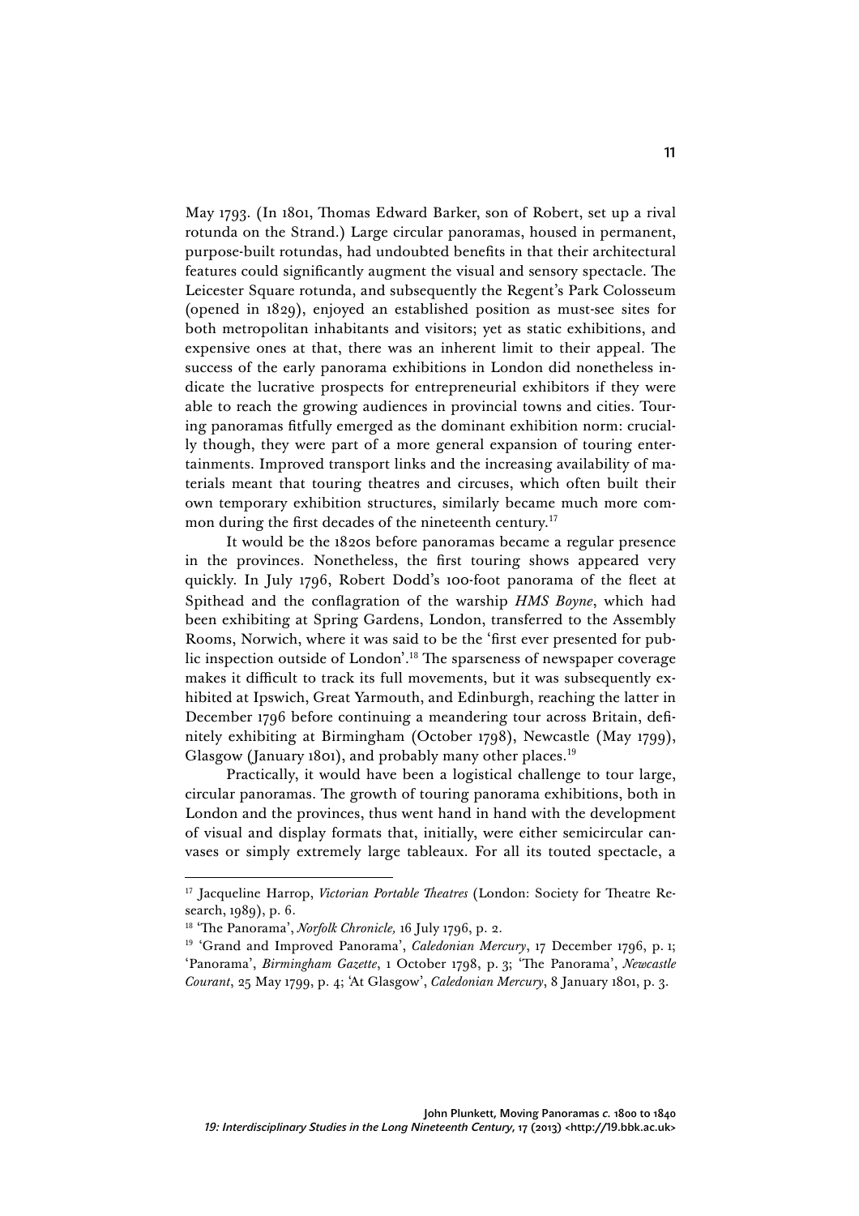May 1793. (In 1801, Thomas Edward Barker, son of Robert, set up a rival rotunda on the Strand.) Large circular panoramas, housed in permanent, purpose-built rotundas, had undoubted benefits in that their architectural features could significantly augment the visual and sensory spectacle. The Leicester Square rotunda, and subsequently the Regent's Park Colosseum (opened in 1829), enjoyed an established position as must-see sites for both metropolitan inhabitants and visitors; yet as static exhibitions, and expensive ones at that, there was an inherent limit to their appeal. The success of the early panorama exhibitions in London did nonetheless indicate the lucrative prospects for entrepreneurial exhibitors if they were able to reach the growing audiences in provincial towns and cities. Touring panoramas fitfully emerged as the dominant exhibition norm: crucially though, they were part of a more general expansion of touring entertainments. Improved transport links and the increasing availability of materials meant that touring theatres and circuses, which often built their own temporary exhibition structures, similarly became much more common during the first decades of the nineteenth century.[17]

It would be the 1820s before panoramas became a regular presence in the provinces. Nonetheless, the first touring shows appeared very quickly. In July 1796, Robert Dodd's 100-foot panorama of the fleet at Spithead and the conflagration of the warship *HMS Boyne*, which had been exhibiting at Spring Gardens, London, transferred to the Assembly Rooms, Norwich, where it was said to be the 'first ever presented for public inspection outside of London'.[18] The sparseness of newspaper coverage makes it difficult to track its full movements, but it was subsequently exhibited at Ipswich, Great Yarmouth, and Edinburgh, reaching the latter in December 1796 before continuing a meandering tour across Britain, definitely exhibiting at Birmingham (October 1798), Newcastle (May 1799), Glasgow (January 1801), and probably many other places.[19]

Practically, it would have been a logistical challenge to tour large, circular panoramas. The growth of touring panorama exhibitions, both in London and the provinces, thus went hand in hand with the development of visual and display formats that, initially, were either semicircular canvases or simply extremely large tableaux. For all its touted spectacle, a

---

[17] Jacqueline Harrop, *Victorian Portable Theatres* (London: Society for Theatre Research, 1989), p. 6.

[18] 'The Panorama', *Norfolk Chronicle,* 16 July 1796, p. 2.

[19] 'Grand and Improved Panorama', *Caledonian Mercury*, 17 December 1796, p. 1; 'Panorama', *Birmingham Gazette*, 1 October 1798, p. 3; 'The Panorama', *Newcastle Courant*, 25 May 1799, p. 4; 'At Glasgow', *Caledonian Mercury*, 8 January 1801, p. 3.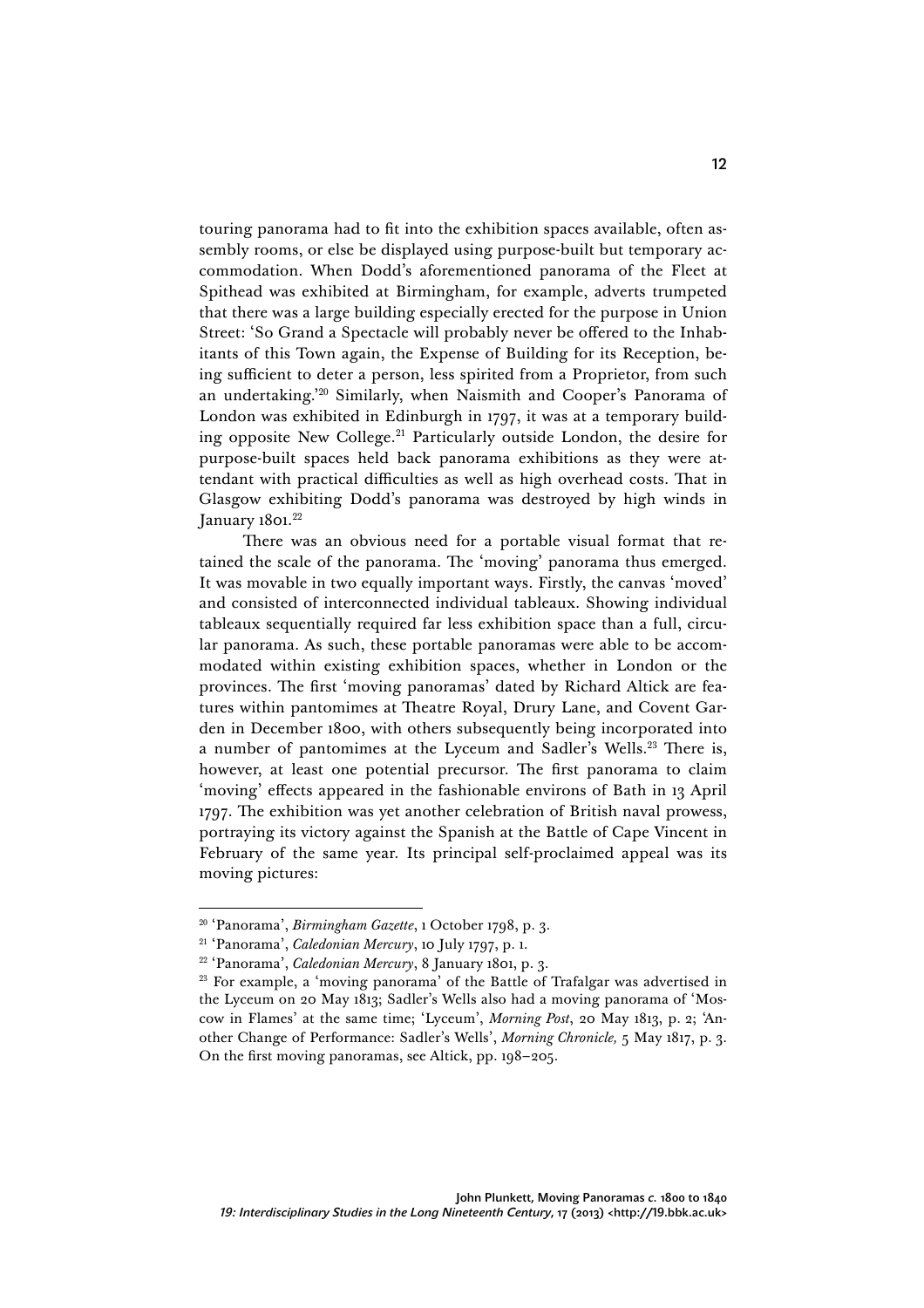touring panorama had to fit into the exhibition spaces available, often assembly rooms, or else be displayed using purpose-built but temporary accommodation. When Dodd's aforementioned panorama of the Fleet at Spithead was exhibited at Birmingham, for example, adverts trumpeted that there was a large building especially erected for the purpose in Union Street: 'So Grand a Spectacle will probably never be offered to the Inhabitants of this Town again, the Expense of Building for its Reception, being sufficient to deter a person, less spirited from a Proprietor, from such an undertaking.'[20] Similarly, when Naismith and Cooper's Panorama of London was exhibited in Edinburgh in 1797, it was at a temporary building opposite New College.[21] Particularly outside London, the desire for purpose-built spaces held back panorama exhibitions as they were attendant with practical difficulties as well as high overhead costs. That in Glasgow exhibiting Dodd's panorama was destroyed by high winds in January 1801.[22]

There was an obvious need for a portable visual format that retained the scale of the panorama. The 'moving' panorama thus emerged. It was movable in two equally important ways. Firstly, the canvas 'moved' and consisted of interconnected individual tableaux. Showing individual tableaux sequentially required far less exhibition space than a full, circular panorama. As such, these portable panoramas were able to be accommodated within existing exhibition spaces, whether in London or the provinces. The first 'moving panoramas' dated by Richard Altick are features within pantomimes at Theatre Royal, Drury Lane, and Covent Garden in December 1800, with others subsequently being incorporated into a number of pantomimes at the Lyceum and Sadler's Wells.[23] There is, however, at least one potential precursor. The first panorama to claim 'moving' effects appeared in the fashionable environs of Bath in 13 April 1797. The exhibition was yet another celebration of British naval prowess, portraying its victory against the Spanish at the Battle of Cape Vincent in February of the same year. Its principal self-proclaimed appeal was its moving pictures:

---

[20] 'Panorama', *Birmingham Gazette*, 1 October 1798, p. 3.

[21] 'Panorama', *Caledonian Mercury*, 10 July 1797, p. 1.

[22] 'Panorama', *Caledonian Mercury*, 8 January 1801, p. 3.

[23] For example, a 'moving panorama' of the Battle of Trafalgar was advertised in the Lyceum on 20 May 1813; Sadler's Wells also had a moving panorama of 'Moscow in Flames' at the same time; 'Lyceum', *Morning Post*, 20 May 1813, p. 2; 'Another Change of Performance: Sadler's Wells', *Morning Chronicle,* 5 May 1817, p. 3. On the first moving panoramas, see Altick, pp. 198–205.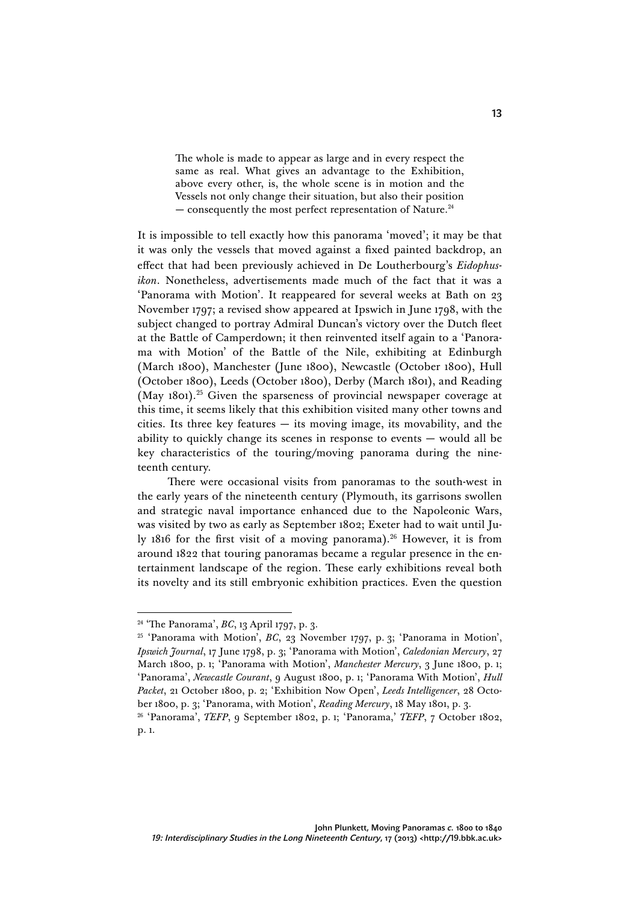> The whole is made to appear as large and in every respect the same as real. What gives an advantage to the Exhibition, above every other, is, the whole scene is in motion and the Vessels not only change their situation, but also their position — consequently the most perfect representation of Nature.[24]

It is impossible to tell exactly how this panorama 'moved'; it may be that it was only the vessels that moved against a fixed painted backdrop, an effect that had been previously achieved in De Loutherbourg's *Eidophusikon*. Nonetheless, advertisements made much of the fact that it was a 'Panorama with Motion'. It reappeared for several weeks at Bath on 23 November 1797; a revised show appeared at Ipswich in June 1798, with the subject changed to portray Admiral Duncan's victory over the Dutch fleet at the Battle of Camperdown; it then reinvented itself again to a 'Panorama with Motion' of the Battle of the Nile, exhibiting at Edinburgh (March 1800), Manchester (June 1800), Newcastle (October 1800), Hull (October 1800), Leeds (October 1800), Derby (March 1801), and Reading (May 1801).[25] Given the sparseness of provincial newspaper coverage at this time, it seems likely that this exhibition visited many other towns and cities. Its three key features — its moving image, its movability, and the ability to quickly change its scenes in response to events — would all be key characteristics of the touring/moving panorama during the nineteenth century.

There were occasional visits from panoramas to the south-west in the early years of the nineteenth century (Plymouth, its garrisons swollen and strategic naval importance enhanced due to the Napoleonic Wars, was visited by two as early as September 1802; Exeter had to wait until July 1816 for the first visit of a moving panorama).[26] However, it is from around 1822 that touring panoramas became a regular presence in the entertainment landscape of the region. These early exhibitions reveal both its novelty and its still embryonic exhibition practices. Even the question

---

[24] 'The Panorama', *BC*, 13 April 1797, p. 3.

[25] 'Panorama with Motion', *BC*, 23 November 1797, p. 3; 'Panorama in Motion', *Ipswich Journal*, 17 June 1798, p. 3; 'Panorama with Motion', *Caledonian Mercury*, 27 March 1800, p. 1; 'Panorama with Motion', *Manchester Mercury*, 3 June 1800, p. 1; 'Panorama', *Newcastle Courant*, 9 August 1800, p. 1; 'Panorama With Motion', *Hull Packet*, 21 October 1800, p. 2; 'Exhibition Now Open', *Leeds Intelligencer*, 28 October 1800, p. 3; 'Panorama, with Motion', *Reading Mercury*, 18 May 1801, p. 3.

[26] 'Panorama', *TEFP*, 9 September 1802, p. 1; 'Panorama,' *TEFP*, 7 October 1802, p. 1.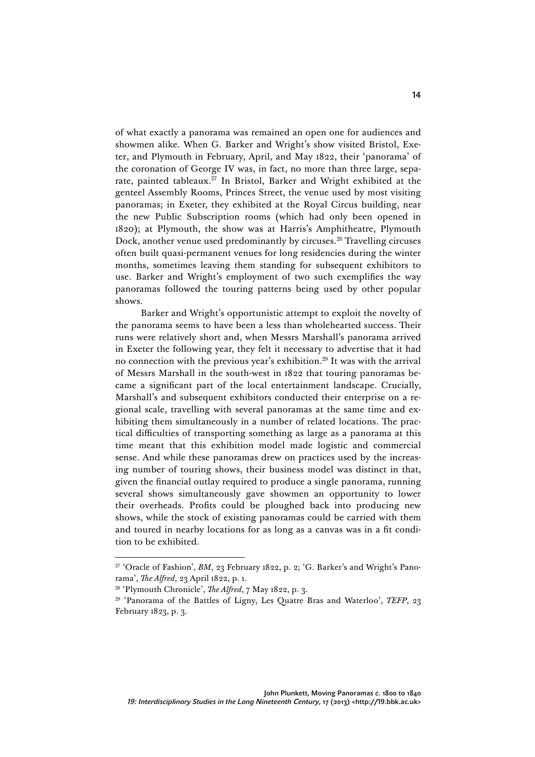of what exactly a panorama was remained an open one for audiences and showmen alike. When G. Barker and Wright's show visited Bristol, Exeter, and Plymouth in February, April, and May 1822, their 'panorama' of the coronation of George IV was, in fact, no more than three large, separate, painted tableaux.[27] In Bristol, Barker and Wright exhibited at the genteel Assembly Rooms, Princes Street, the venue used by most visiting panoramas; in Exeter, they exhibited at the Royal Circus building, near the new Public Subscription rooms (which had only been opened in 1820); at Plymouth, the show was at Harris's Amphitheatre, Plymouth Dock, another venue used predominantly by circuses.[28] Travelling circuses often built quasi-permanent venues for long residencies during the winter months, sometimes leaving them standing for subsequent exhibitors to use. Barker and Wright's employment of two such exemplifies the way panoramas followed the touring patterns being used by other popular shows.

Barker and Wright's opportunistic attempt to exploit the novelty of the panorama seems to have been a less than wholehearted success. Their runs were relatively short and, when Messrs Marshall's panorama arrived in Exeter the following year, they felt it necessary to advertise that it had no connection with the previous year's exhibition.[29] It was with the arrival of Messrs Marshall in the south-west in 1822 that touring panoramas became a significant part of the local entertainment landscape. Crucially, Marshall's and subsequent exhibitors conducted their enterprise on a regional scale, travelling with several panoramas at the same time and exhibiting them simultaneously in a number of related locations. The practical difficulties of transporting something as large as a panorama at this time meant that this exhibition model made logistic and commercial sense. And while these panoramas drew on practices used by the increasing number of touring shows, their business model was distinct in that, given the financial outlay required to produce a single panorama, running several shows simultaneously gave showmen an opportunity to lower their overheads. Profits could be ploughed back into producing new shows, while the stock of existing panoramas could be carried with them and toured in nearby locations for as long as a canvas was in a fit condition to be exhibited.

---

[27] 'Oracle of Fashion', *BM*, 23 February 1822, p. 2; 'G. Barker's and Wright's Panorama', *The Alfred*, 23 April 1822, p. 1.

[28] 'Plymouth Chronicle', *The Alfred*, 7 May 1822, p. 3.

[29] 'Panorama of the Battles of Ligny, Les Quatre Bras and Waterloo', *TEFP*, 23 February 1823, p. 3.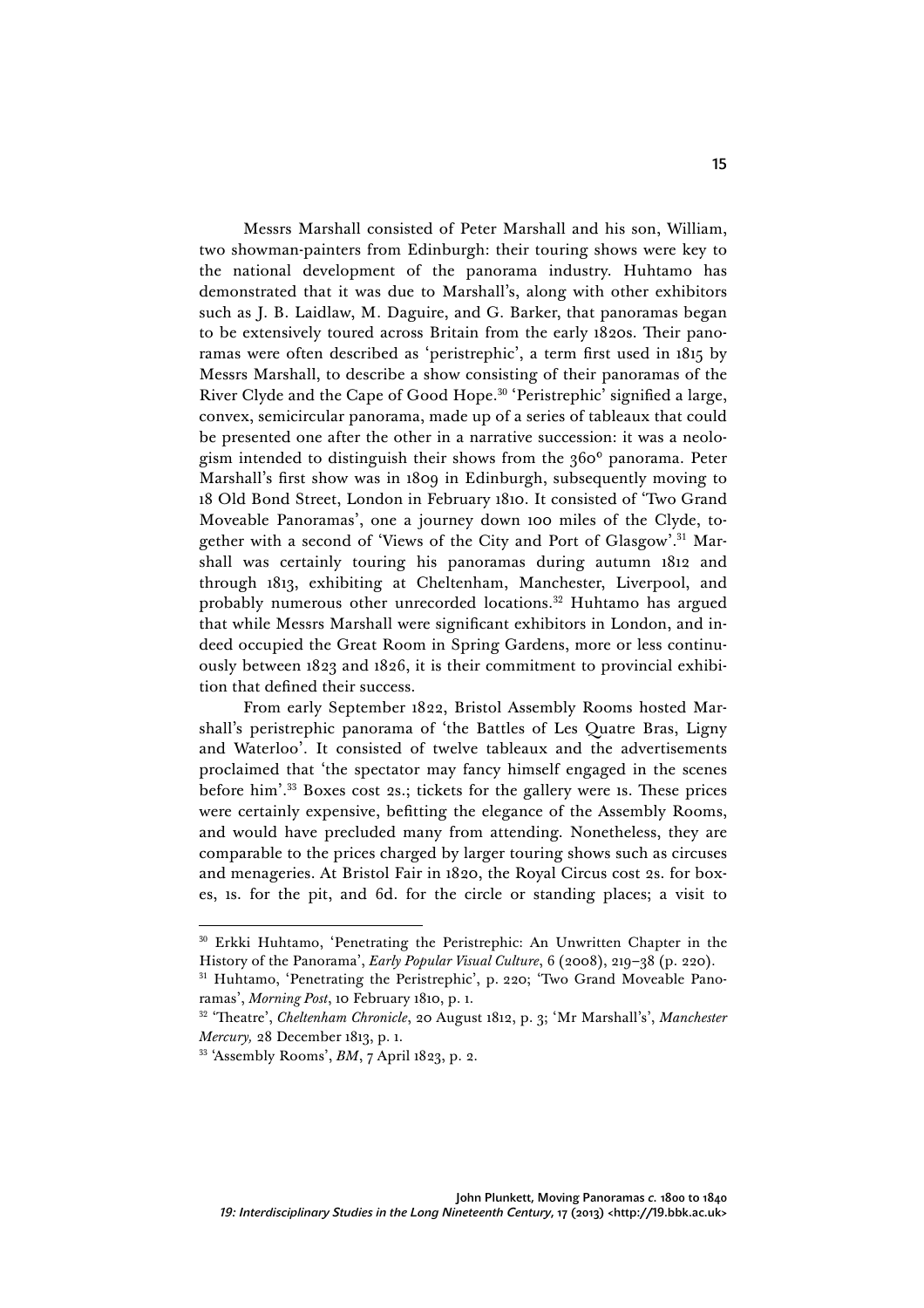Messrs Marshall consisted of Peter Marshall and his son, William, two showman-painters from Edinburgh: their touring shows were key to the national development of the panorama industry. Huhtamo has demonstrated that it was due to Marshall's, along with other exhibitors such as J. B. Laidlaw, M. Daguire, and G. Barker, that panoramas began to be extensively toured across Britain from the early 1820s. Their panoramas were often described as 'peristrephic', a term first used in 1815 by Messrs Marshall, to describe a show consisting of their panoramas of the River Clyde and the Cape of Good Hope.[30] 'Peristrephic' signified a large, convex, semicircular panorama, made up of a series of tableaux that could be presented one after the other in a narrative succession: it was a neologism intended to distinguish their shows from the 360° panorama. Peter Marshall's first show was in 1809 in Edinburgh, subsequently moving to 18 Old Bond Street, London in February 1810. It consisted of 'Two Grand Moveable Panoramas', one a journey down 100 miles of the Clyde, together with a second of 'Views of the City and Port of Glasgow'.[31] Marshall was certainly touring his panoramas during autumn 1812 and through 1813, exhibiting at Cheltenham, Manchester, Liverpool, and probably numerous other unrecorded locations.[32] Huhtamo has argued that while Messrs Marshall were significant exhibitors in London, and indeed occupied the Great Room in Spring Gardens, more or less continuously between 1823 and 1826, it is their commitment to provincial exhibition that defined their success.

From early September 1822, Bristol Assembly Rooms hosted Marshall's peristrephic panorama of 'the Battles of Les Quatre Bras, Ligny and Waterloo'. It consisted of twelve tableaux and the advertisements proclaimed that 'the spectator may fancy himself engaged in the scenes before him'.[33] Boxes cost 2s.; tickets for the gallery were 1s. These prices were certainly expensive, befitting the elegance of the Assembly Rooms, and would have precluded many from attending. Nonetheless, they are comparable to the prices charged by larger touring shows such as circuses and menageries. At Bristol Fair in 1820, the Royal Circus cost 2s. for boxes, 1s. for the pit, and 6d. for the circle or standing places; a visit to

---

[30] Erkki Huhtamo, 'Penetrating the Peristrephic: An Unwritten Chapter in the History of the Panorama', *Early Popular Visual Culture*, 6 (2008), 219–38 (p. 220).

[31] Huhtamo, 'Penetrating the Peristrephic', p. 220; 'Two Grand Moveable Panoramas', *Morning Post*, 10 February 1810, p. 1.

[32] 'Theatre', *Cheltenham Chronicle*, 20 August 1812, p. 3; 'Mr Marshall's', *Manchester Mercury,* 28 December 1813, p. 1.

[33] 'Assembly Rooms', *BM*, 7 April 1823, p. 2.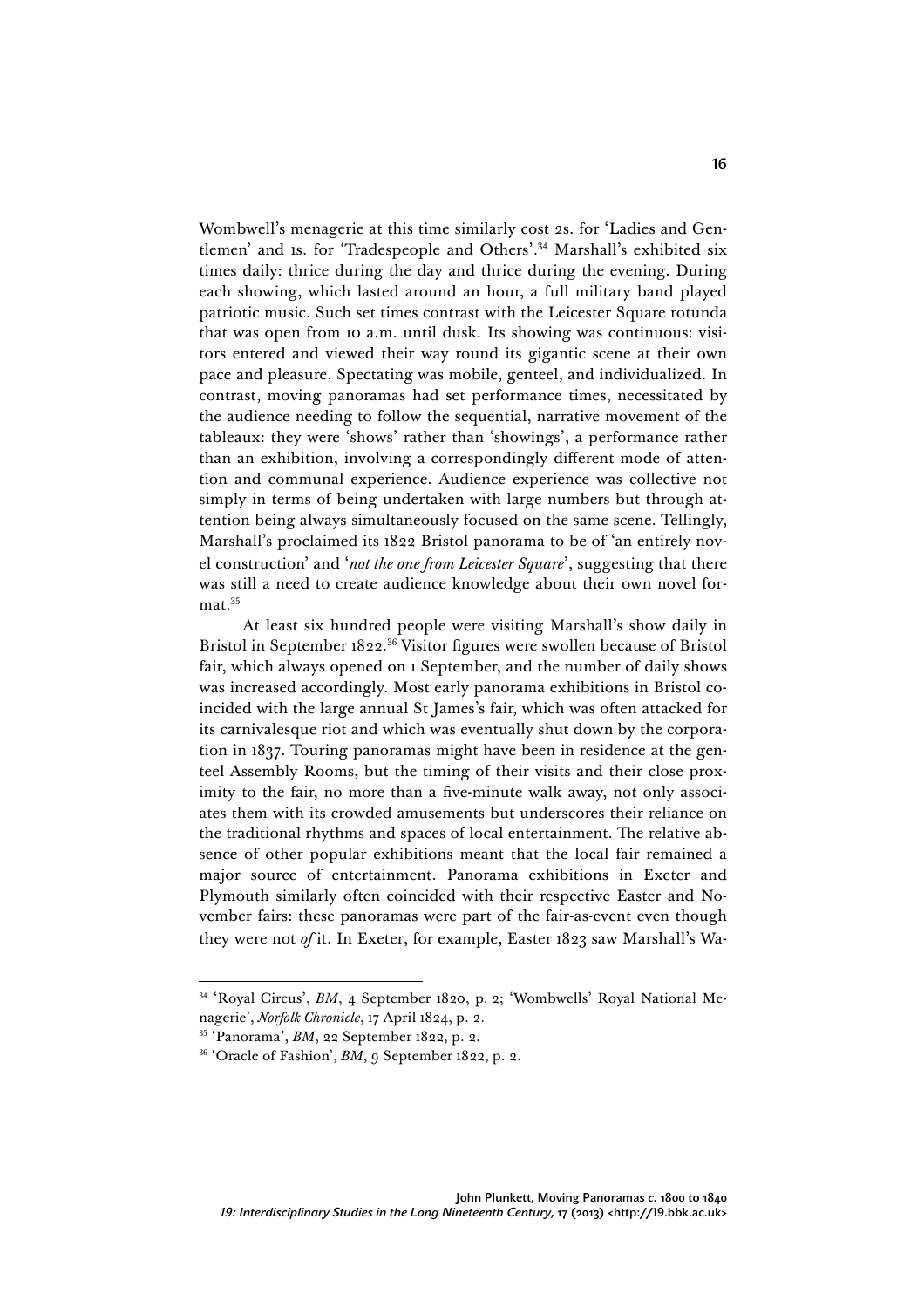Wombwell's menagerie at this time similarly cost 2s. for 'Ladies and Gentlemen' and 1s. for 'Tradespeople and Others'.[34] Marshall's exhibited six times daily: thrice during the day and thrice during the evening. During each showing, which lasted around an hour, a full military band played patriotic music. Such set times contrast with the Leicester Square rotunda that was open from 10 a.m. until dusk. Its showing was continuous: visitors entered and viewed their way round its gigantic scene at their own pace and pleasure. Spectating was mobile, genteel, and individualized. In contrast, moving panoramas had set performance times, necessitated by the audience needing to follow the sequential, narrative movement of the tableaux: they were 'shows' rather than 'showings', a performance rather than an exhibition, involving a correspondingly different mode of attention and communal experience. Audience experience was collective not simply in terms of being undertaken with large numbers but through attention being always simultaneously focused on the same scene. Tellingly, Marshall's proclaimed its 1822 Bristol panorama to be of 'an entirely novel construction' and '*not the one from Leicester Square*', suggesting that there was still a need to create audience knowledge about their own novel format.[35]

At least six hundred people were visiting Marshall's show daily in Bristol in September 1822.[36] Visitor figures were swollen because of Bristol fair, which always opened on 1 September, and the number of daily shows was increased accordingly. Most early panorama exhibitions in Bristol coincided with the large annual St James's fair, which was often attacked for its carnivalesque riot and which was eventually shut down by the corporation in 1837. Touring panoramas might have been in residence at the genteel Assembly Rooms, but the timing of their visits and their close proximity to the fair, no more than a five-minute walk away, not only associates them with its crowded amusements but underscores their reliance on the traditional rhythms and spaces of local entertainment. The relative absence of other popular exhibitions meant that the local fair remained a major source of entertainment. Panorama exhibitions in Exeter and Plymouth similarly often coincided with their respective Easter and November fairs: these panoramas were part of the fair-as-event even though they were not *of* it. In Exeter, for example, Easter 1823 saw Marshall's Wa-

---

[34] 'Royal Circus', *BM*, 4 September 1820, p. 2; 'Wombwells' Royal National Menagerie', *Norfolk Chronicle*, 17 April 1824, p. 2.

[35] 'Panorama', *BM*, 22 September 1822, p. 2.

[36] 'Oracle of Fashion', *BM*, 9 September 1822, p. 2.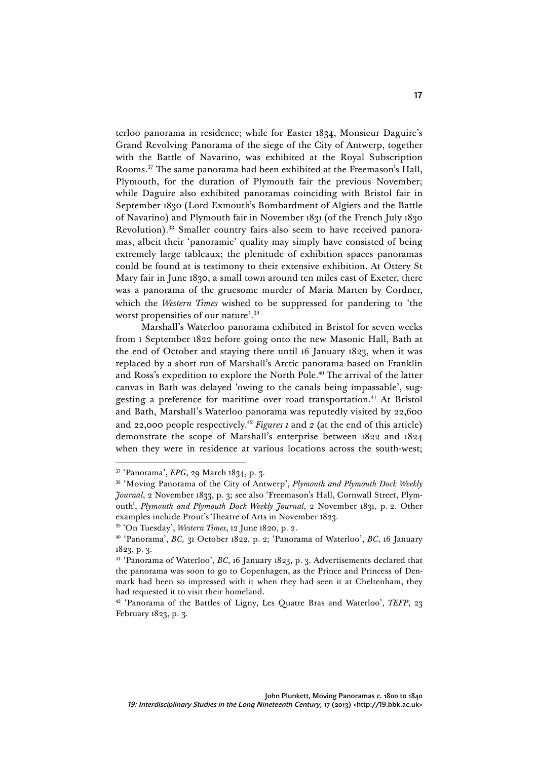terloo panorama in residence; while for Easter 1834, Monsieur Daguire's Grand Revolving Panorama of the siege of the City of Antwerp, together with the Battle of Navarino, was exhibited at the Royal Subscription Rooms.[37] The same panorama had been exhibited at the Freemason's Hall, Plymouth, for the duration of Plymouth fair the previous November; while Daguire also exhibited panoramas coinciding with Bristol fair in September 1830 (Lord Exmouth's Bombardment of Algiers and the Battle of Navarino) and Plymouth fair in November 1831 (of the French July 1830 Revolution).[38] Smaller country fairs also seem to have received panoramas, albeit their 'panoramic' quality may simply have consisted of being extremely large tableaux; the plenitude of exhibition spaces panoramas could be found at is testimony to their extensive exhibition. At Ottery St Mary fair in June 1830, a small town around ten miles east of Exeter, there was a panorama of the gruesome murder of Maria Marten by Cordner, which the *Western Times* wished to be suppressed for pandering to 'the worst propensities of our nature'.[39]

Marshall's Waterloo panorama exhibited in Bristol for seven weeks from 1 September 1822 before going onto the new Masonic Hall, Bath at the end of October and staying there until 16 January 1823, when it was replaced by a short run of Marshall's Arctic panorama based on Franklin and Ross's expedition to explore the North Pole.[40] The arrival of the latter canvas in Bath was delayed 'owing to the canals being impassable', suggesting a preference for maritime over road transportation.[41] At Bristol and Bath, Marshall's Waterloo panorama was reputedly visited by 22,600 and 22,000 people respectively.[42] *Figures 1* and *2* (at the end of this article) demonstrate the scope of Marshall's enterprise between 1822 and 1824 when they were in residence at various locations across the south-west;

---

[37] 'Panorama', *EPG*, 29 March 1834, p. 3.

[38] 'Moving Panorama of the City of Antwerp', *Plymouth and Plymouth Dock Weekly Journal*, 2 November 1833, p. 3; see also 'Freemason's Hall, Cornwall Street, Plymouth', *Plymouth and Plymouth Dock Weekly Journal*, 2 November 1831, p. 2. Other examples include Prout's Theatre of Arts in November 1823.

[39] 'On Tuesday', *Western Times*, 12 June 1820, p. 2.

[40] 'Panorama', *BC,* 31 October 1822, p. 2; 'Panorama of Waterloo', *BC*, 16 January 1823, p. 3.

[41] 'Panorama of Waterloo', *BC*, 16 January 1823, p. 3. Advertisements declared that the panorama was soon to go to Copenhagen, as the Prince and Princess of Denmark had been so impressed with it when they had seen it at Cheltenham, they had requested it to visit their homeland.

[42] 'Panorama of the Battles of Ligny, Les Quatre Bras and Waterloo', *TEFP*, 23 February 1823, p. 3.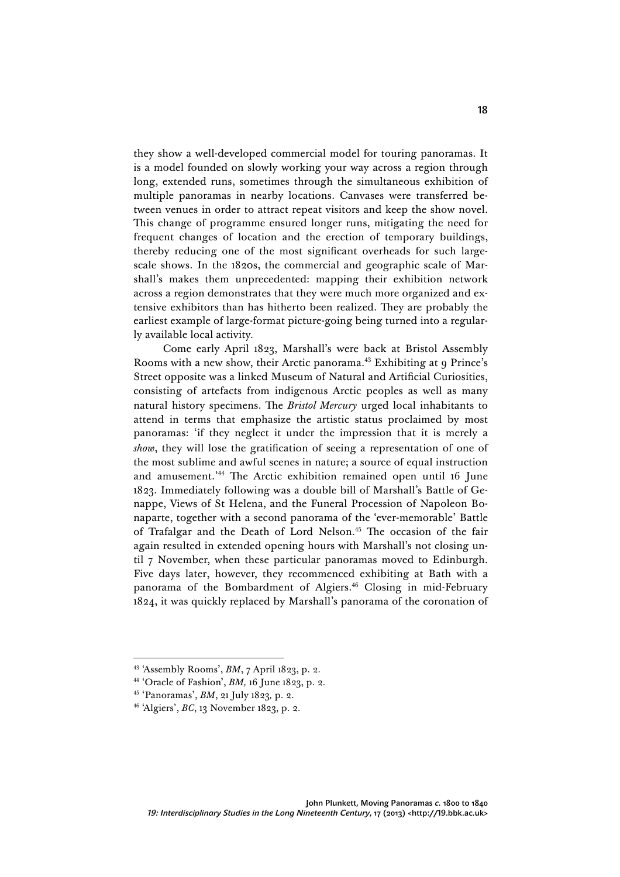they show a well-developed commercial model for touring panoramas. It is a model founded on slowly working your way across a region through long, extended runs, sometimes through the simultaneous exhibition of multiple panoramas in nearby locations. Canvases were transferred between venues in order to attract repeat visitors and keep the show novel. This change of programme ensured longer runs, mitigating the need for frequent changes of location and the erection of temporary buildings, thereby reducing one of the most significant overheads for such large-scale shows. In the 1820s, the commercial and geographic scale of Marshall's makes them unprecedented: mapping their exhibition network across a region demonstrates that they were much more organized and extensive exhibitors than has hitherto been realized. They are probably the earliest example of large-format picture-going being turned into a regularly available local activity.

Come early April 1823, Marshall's were back at Bristol Assembly Rooms with a new show, their Arctic panorama.[43] Exhibiting at 9 Prince's Street opposite was a linked Museum of Natural and Artificial Curiosities, consisting of artefacts from indigenous Arctic peoples as well as many natural history specimens. The *Bristol Mercury* urged local inhabitants to attend in terms that emphasize the artistic status proclaimed by most panoramas: 'if they neglect it under the impression that it is merely a *show*, they will lose the gratification of seeing a representation of one of the most sublime and awful scenes in nature; a source of equal instruction and amusement.'[44] The Arctic exhibition remained open until 16 June 1823. Immediately following was a double bill of Marshall's Battle of Genappe, Views of St Helena, and the Funeral Procession of Napoleon Bonaparte, together with a second panorama of the 'ever-memorable' Battle of Trafalgar and the Death of Lord Nelson.[45] The occasion of the fair again resulted in extended opening hours with Marshall's not closing until 7 November, when these particular panoramas moved to Edinburgh. Five days later, however, they recommenced exhibiting at Bath with a panorama of the Bombardment of Algiers.[46] Closing in mid-February 1824, it was quickly replaced by Marshall's panorama of the coronation of

---

[43] 'Assembly Rooms', *BM*, 7 April 1823, p. 2.

[44] 'Oracle of Fashion', *BM,* 16 June 1823, p. 2.

[45] 'Panoramas', *BM*, 21 July 1823*,* p. 2.

[46] 'Algiers', *BC*, 13 November 1823, p. 2.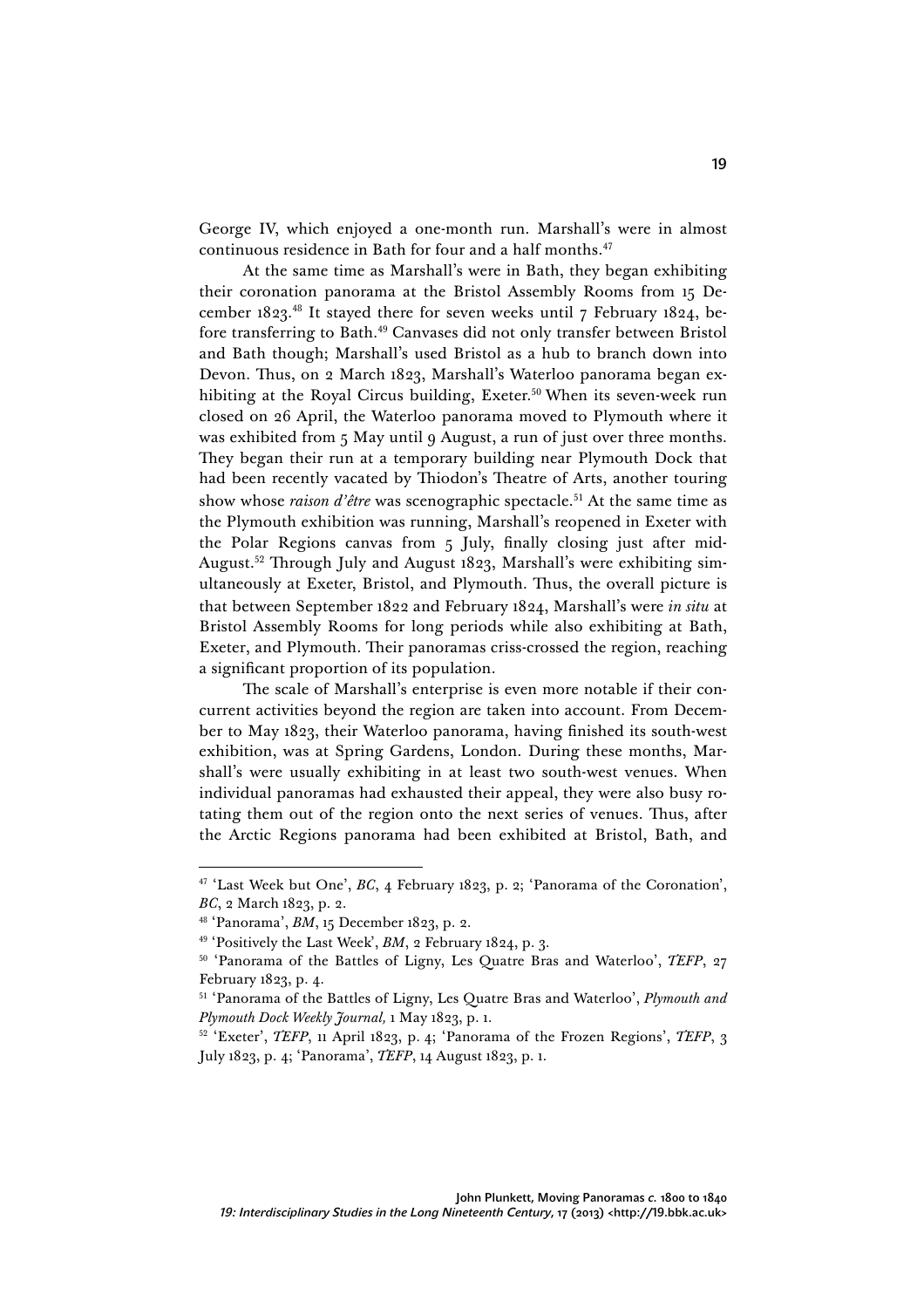George IV, which enjoyed a one-month run. Marshall's were in almost continuous residence in Bath for four and a half months.[47]

At the same time as Marshall's were in Bath, they began exhibiting their coronation panorama at the Bristol Assembly Rooms from 15 December 1823.[48] It stayed there for seven weeks until 7 February 1824, before transferring to Bath.[49] Canvases did not only transfer between Bristol and Bath though; Marshall's used Bristol as a hub to branch down into Devon. Thus, on 2 March 1823, Marshall's Waterloo panorama began exhibiting at the Royal Circus building, Exeter.[50] When its seven-week run closed on 26 April, the Waterloo panorama moved to Plymouth where it was exhibited from 5 May until 9 August, a run of just over three months. They began their run at a temporary building near Plymouth Dock that had been recently vacated by Thiodon's Theatre of Arts, another touring show whose *raison d'être* was scenographic spectacle.[51] At the same time as the Plymouth exhibition was running, Marshall's reopened in Exeter with the Polar Regions canvas from 5 July, finally closing just after mid-August.[52] Through July and August 1823, Marshall's were exhibiting simultaneously at Exeter, Bristol, and Plymouth. Thus, the overall picture is that between September 1822 and February 1824, Marshall's were *in situ* at Bristol Assembly Rooms for long periods while also exhibiting at Bath, Exeter, and Plymouth. Their panoramas criss-crossed the region, reaching a significant proportion of its population.

The scale of Marshall's enterprise is even more notable if their concurrent activities beyond the region are taken into account. From December to May 1823, their Waterloo panorama, having finished its south-west exhibition, was at Spring Gardens, London. During these months, Marshall's were usually exhibiting in at least two south-west venues. When individual panoramas had exhausted their appeal, they were also busy rotating them out of the region onto the next series of venues. Thus, after the Arctic Regions panorama had been exhibited at Bristol, Bath, and

---

[47] 'Last Week but One', *BC*, 4 February 1823, p. 2; 'Panorama of the Coronation', *BC*, 2 March 1823, p. 2.

[48] 'Panorama', *BM*, 15 December 1823, p. 2.

[49] 'Positively the Last Week', *BM*, 2 February 1824, p. 3.

[50] 'Panorama of the Battles of Ligny, Les Quatre Bras and Waterloo', *TEFP*, 27 February 1823, p. 4.

[51] 'Panorama of the Battles of Ligny, Les Quatre Bras and Waterloo', *Plymouth and Plymouth Dock Weekly Journal,* 1 May 1823, p. 1.

[52] 'Exeter', *TEFP*, 11 April 1823, p. 4; 'Panorama of the Frozen Regions', *TEFP*, 3 July 1823, p. 4; 'Panorama', *TEFP*, 14 August 1823, p. 1.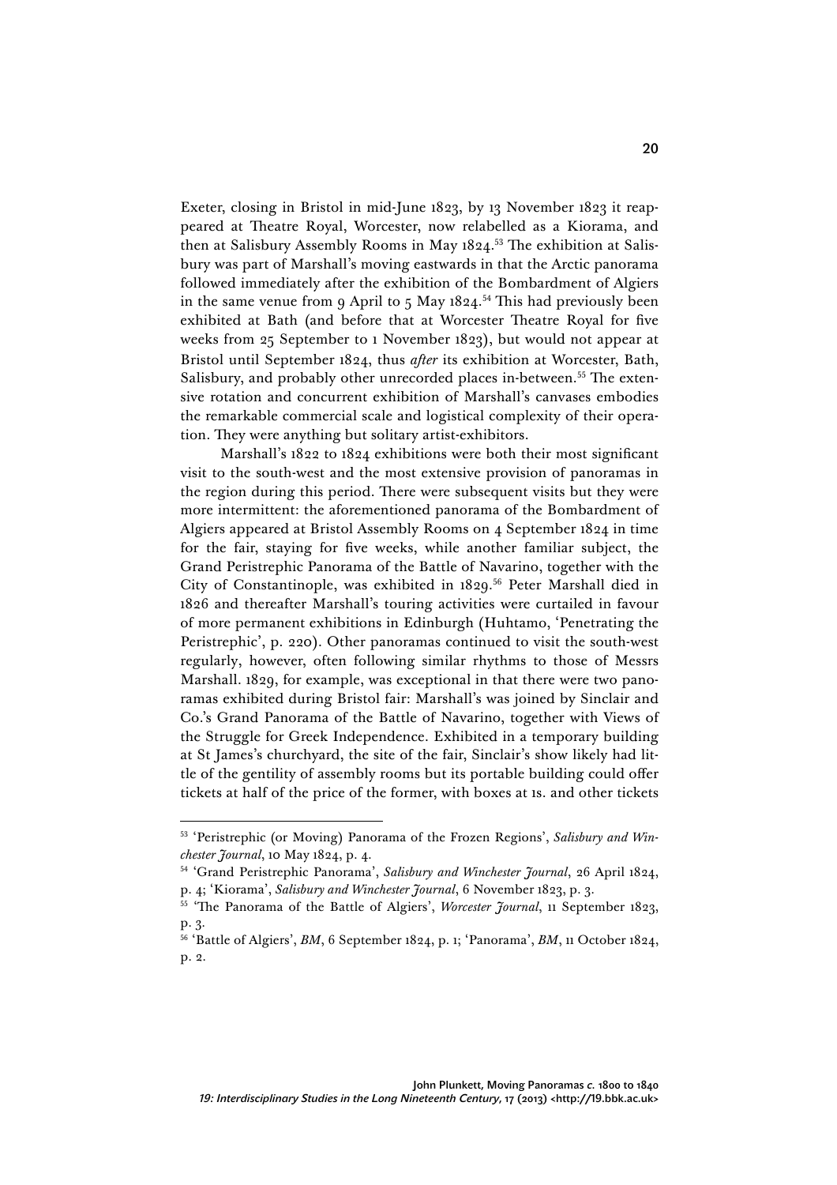Exeter, closing in Bristol in mid-June 1823, by 13 November 1823 it reappeared at Theatre Royal, Worcester, now relabelled as a Kiorama, and then at Salisbury Assembly Rooms in May 1824.[53] The exhibition at Salisbury was part of Marshall's moving eastwards in that the Arctic panorama followed immediately after the exhibition of the Bombardment of Algiers in the same venue from 9 April to 5 May 1824.[54] This had previously been exhibited at Bath (and before that at Worcester Theatre Royal for five weeks from 25 September to 1 November 1823), but would not appear at Bristol until September 1824, thus *after* its exhibition at Worcester, Bath, Salisbury, and probably other unrecorded places in-between.[55] The extensive rotation and concurrent exhibition of Marshall's canvases embodies the remarkable commercial scale and logistical complexity of their operation. They were anything but solitary artist-exhibitors.

Marshall's 1822 to 1824 exhibitions were both their most significant visit to the south-west and the most extensive provision of panoramas in the region during this period. There were subsequent visits but they were more intermittent: the aforementioned panorama of the Bombardment of Algiers appeared at Bristol Assembly Rooms on 4 September 1824 in time for the fair, staying for five weeks, while another familiar subject, the Grand Peristrephic Panorama of the Battle of Navarino, together with the City of Constantinople, was exhibited in 1829.[56] Peter Marshall died in 1826 and thereafter Marshall's touring activities were curtailed in favour of more permanent exhibitions in Edinburgh (Huhtamo, 'Penetrating the Peristrephic', p. 220). Other panoramas continued to visit the south-west regularly, however, often following similar rhythms to those of Messrs Marshall. 1829, for example, was exceptional in that there were two panoramas exhibited during Bristol fair: Marshall's was joined by Sinclair and Co.'s Grand Panorama of the Battle of Navarino, together with Views of the Struggle for Greek Independence. Exhibited in a temporary building at St James's churchyard, the site of the fair, Sinclair's show likely had little of the gentility of assembly rooms but its portable building could offer tickets at half of the price of the former, with boxes at 1s. and other tickets

---

[53] 'Peristrephic (or Moving) Panorama of the Frozen Regions', *Salisbury and Winchester Journal*, 10 May 1824, p. 4.

[54] 'Grand Peristrephic Panorama', *Salisbury and Winchester Journal*, 26 April 1824, p. 4; 'Kiorama', *Salisbury and Winchester Journal*, 6 November 1823, p. 3.

[55] 'The Panorama of the Battle of Algiers', *Worcester Journal*, 11 September 1823, p. 3.

[56] 'Battle of Algiers', *BM*, 6 September 1824, p. 1; 'Panorama', *BM*, 11 October 1824, p. 2.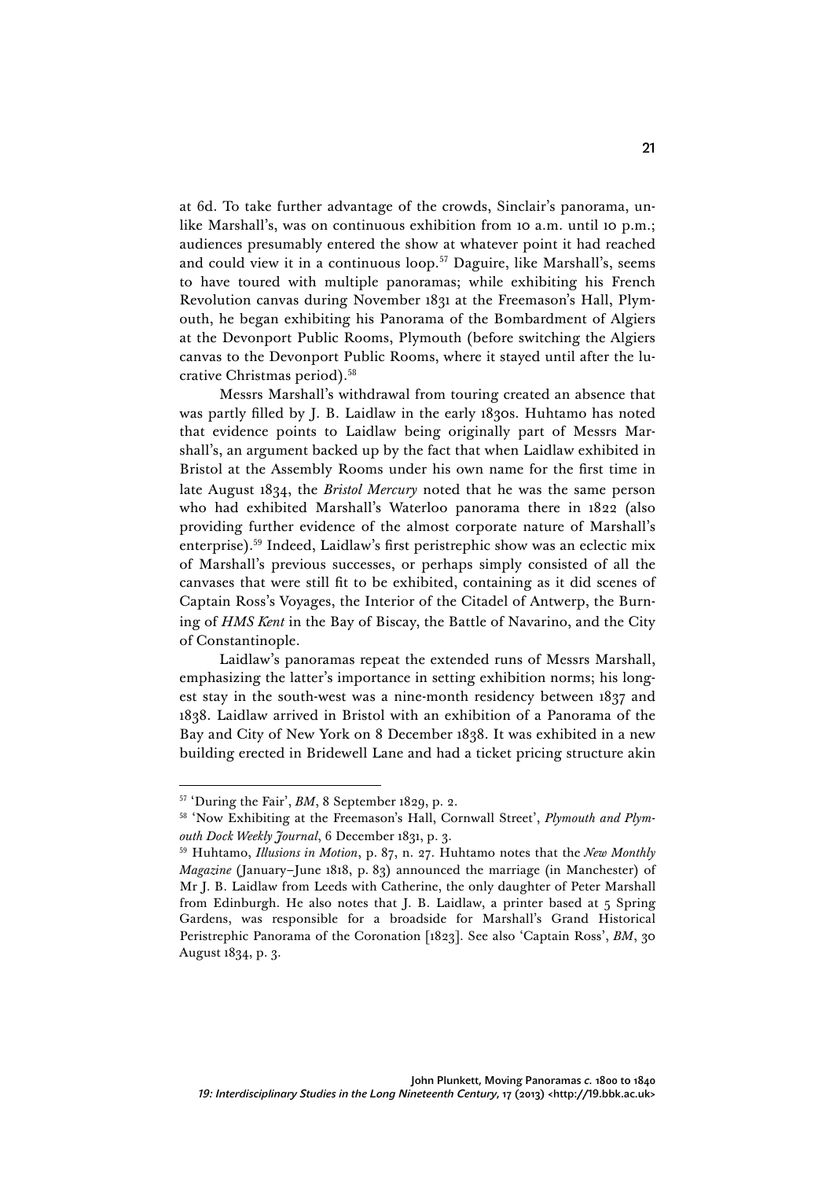at 6d. To take further advantage of the crowds, Sinclair's panorama, unlike Marshall's, was on continuous exhibition from 10 a.m. until 10 p.m.; audiences presumably entered the show at whatever point it had reached and could view it in a continuous loop.[57] Daguire, like Marshall's, seems to have toured with multiple panoramas; while exhibiting his French Revolution canvas during November 1831 at the Freemason's Hall, Plymouth, he began exhibiting his Panorama of the Bombardment of Algiers at the Devonport Public Rooms, Plymouth (before switching the Algiers canvas to the Devonport Public Rooms, where it stayed until after the lucrative Christmas period).[58]

Messrs Marshall's withdrawal from touring created an absence that was partly filled by J. B. Laidlaw in the early 1830s. Huhtamo has noted that evidence points to Laidlaw being originally part of Messrs Marshall's, an argument backed up by the fact that when Laidlaw exhibited in Bristol at the Assembly Rooms under his own name for the first time in late August 1834, the *Bristol Mercury* noted that he was the same person who had exhibited Marshall's Waterloo panorama there in 1822 (also providing further evidence of the almost corporate nature of Marshall's enterprise).[59] Indeed, Laidlaw's first peristrephic show was an eclectic mix of Marshall's previous successes, or perhaps simply consisted of all the canvases that were still fit to be exhibited, containing as it did scenes of Captain Ross's Voyages, the Interior of the Citadel of Antwerp, the Burning of *HMS Kent* in the Bay of Biscay, the Battle of Navarino, and the City of Constantinople.

Laidlaw's panoramas repeat the extended runs of Messrs Marshall, emphasizing the latter's importance in setting exhibition norms; his longest stay in the south-west was a nine-month residency between 1837 and 1838. Laidlaw arrived in Bristol with an exhibition of a Panorama of the Bay and City of New York on 8 December 1838. It was exhibited in a new building erected in Bridewell Lane and had a ticket pricing structure akin

---

[57] 'During the Fair', *BM*, 8 September 1829, p. 2.

[58] 'Now Exhibiting at the Freemason's Hall, Cornwall Street', *Plymouth and Plymouth Dock Weekly Journal*, 6 December 1831, p. 3.

[59] Huhtamo, *Illusions in Motion*, p. 87, n. 27. Huhtamo notes that the *New Monthly Magazine* (January–June 1818, p. 83) announced the marriage (in Manchester) of Mr J. B. Laidlaw from Leeds with Catherine, the only daughter of Peter Marshall from Edinburgh. He also notes that J. B. Laidlaw, a printer based at 5 Spring Gardens, was responsible for a broadside for Marshall's Grand Historical Peristrephic Panorama of the Coronation [1823]. See also 'Captain Ross', *BM*, 30 August 1834, p. 3.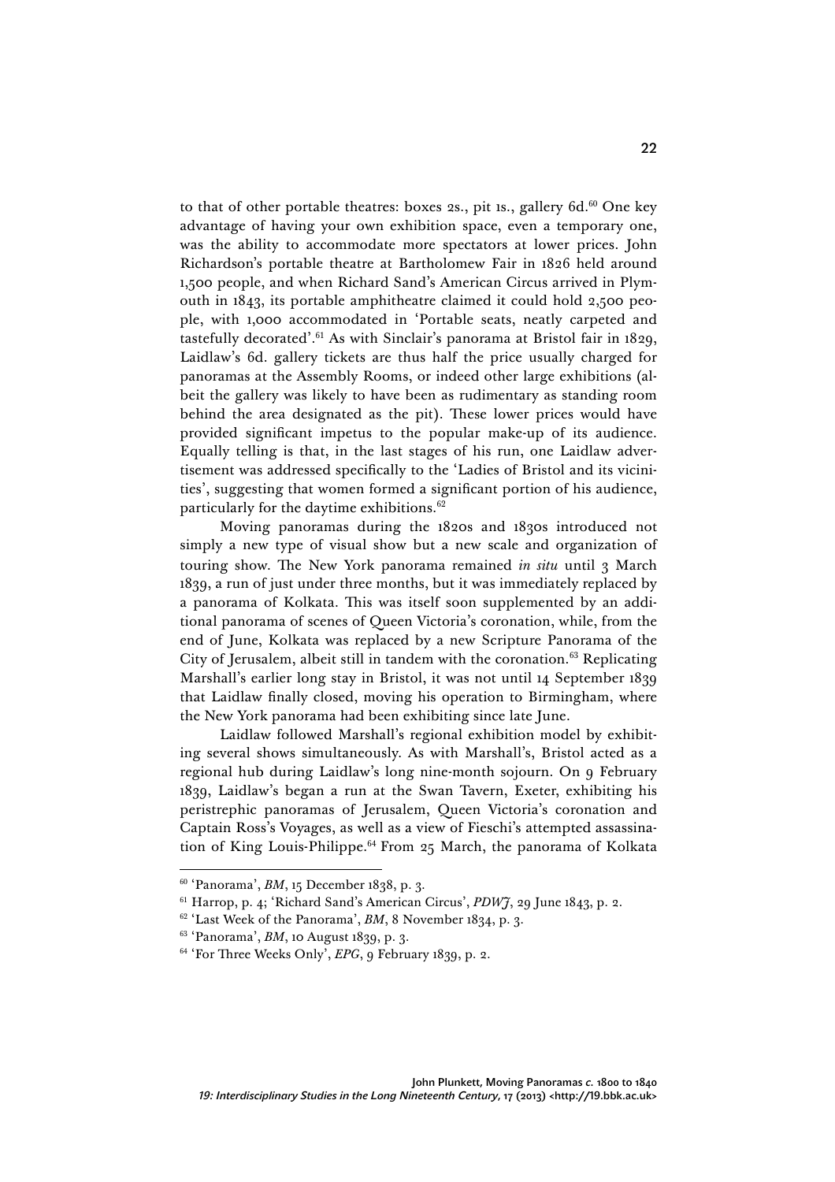to that of other portable theatres: boxes 2s., pit 1s., gallery 6d.[60] One key advantage of having your own exhibition space, even a temporary one, was the ability to accommodate more spectators at lower prices. John Richardson's portable theatre at Bartholomew Fair in 1826 held around 1,500 people, and when Richard Sand's American Circus arrived in Plymouth in 1843, its portable amphitheatre claimed it could hold 2,500 people, with 1,000 accommodated in 'Portable seats, neatly carpeted and tastefully decorated'.[61] As with Sinclair's panorama at Bristol fair in 1829, Laidlaw's 6d. gallery tickets are thus half the price usually charged for panoramas at the Assembly Rooms, or indeed other large exhibitions (albeit the gallery was likely to have been as rudimentary as standing room behind the area designated as the pit). These lower prices would have provided significant impetus to the popular make-up of its audience. Equally telling is that, in the last stages of his run, one Laidlaw advertisement was addressed specifically to the 'Ladies of Bristol and its vicinities', suggesting that women formed a significant portion of his audience, particularly for the daytime exhibitions.[62]

Moving panoramas during the 1820s and 1830s introduced not simply a new type of visual show but a new scale and organization of touring show. The New York panorama remained *in situ* until 3 March 1839, a run of just under three months, but it was immediately replaced by a panorama of Kolkata. This was itself soon supplemented by an additional panorama of scenes of Queen Victoria's coronation, while, from the end of June, Kolkata was replaced by a new Scripture Panorama of the City of Jerusalem, albeit still in tandem with the coronation.[63] Replicating Marshall's earlier long stay in Bristol, it was not until 14 September 1839 that Laidlaw finally closed, moving his operation to Birmingham, where the New York panorama had been exhibiting since late June.

Laidlaw followed Marshall's regional exhibition model by exhibiting several shows simultaneously. As with Marshall's, Bristol acted as a regional hub during Laidlaw's long nine-month sojourn. On 9 February 1839, Laidlaw's began a run at the Swan Tavern, Exeter, exhibiting his peristrephic panoramas of Jerusalem, Queen Victoria's coronation and Captain Ross's Voyages, as well as a view of Fieschi's attempted assassination of King Louis-Philippe.[64] From 25 March, the panorama of Kolkata

---

[60] 'Panorama', *BM*, 15 December 1838, p. 3.

[61] Harrop, p. 4; 'Richard Sand's American Circus', *PDWJ*, 29 June 1843, p. 2.

[62] 'Last Week of the Panorama', *BM*, 8 November 1834, p. 3.

[63] 'Panorama', *BM*, 10 August 1839, p. 3.

[64] 'For Three Weeks Only', *EPG*, 9 February 1839, p. 2.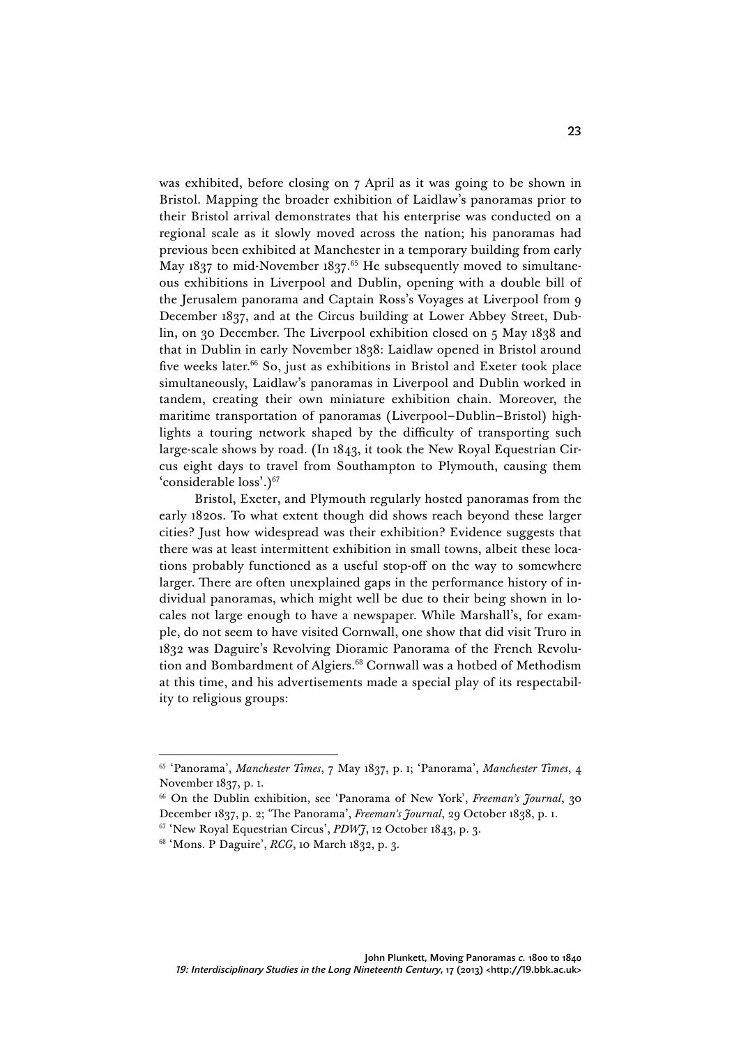was exhibited, before closing on 7 April as it was going to be shown in Bristol. Mapping the broader exhibition of Laidlaw's panoramas prior to their Bristol arrival demonstrates that his enterprise was conducted on a regional scale as it slowly moved across the nation; his panoramas had previous been exhibited at Manchester in a temporary building from early May 1837 to mid-November 1837.[65] He subsequently moved to simultaneous exhibitions in Liverpool and Dublin, opening with a double bill of the Jerusalem panorama and Captain Ross's Voyages at Liverpool from 9 December 1837, and at the Circus building at Lower Abbey Street, Dublin, on 30 December. The Liverpool exhibition closed on 5 May 1838 and that in Dublin in early November 1838: Laidlaw opened in Bristol around five weeks later.[66] So, just as exhibitions in Bristol and Exeter took place simultaneously, Laidlaw's panoramas in Liverpool and Dublin worked in tandem, creating their own miniature exhibition chain. Moreover, the maritime transportation of panoramas (Liverpool–Dublin–Bristol) highlights a touring network shaped by the difficulty of transporting such large-scale shows by road. (In 1843, it took the New Royal Equestrian Circus eight days to travel from Southampton to Plymouth, causing them 'considerable loss'.)[67]

Bristol, Exeter, and Plymouth regularly hosted panoramas from the early 1820s. To what extent though did shows reach beyond these larger cities? Just how widespread was their exhibition? Evidence suggests that there was at least intermittent exhibition in small towns, albeit these locations probably functioned as a useful stop-off on the way to somewhere larger. There are often unexplained gaps in the performance history of individual panoramas, which might well be due to their being shown in locales not large enough to have a newspaper. While Marshall's, for example, do not seem to have visited Cornwall, one show that did visit Truro in 1832 was Daguire's Revolving Dioramic Panorama of the French Revolution and Bombardment of Algiers.[68] Cornwall was a hotbed of Methodism at this time, and his advertisements made a special play of its respectability to religious groups:

---

[65] 'Panorama', *Manchester Times*, 7 May 1837, p. 1; 'Panorama', *Manchester Times*, 4 November 1837, p. 1.

[66] On the Dublin exhibition, see 'Panorama of New York', *Freeman's Journal*, 30 December 1837, p. 2; 'The Panorama', *Freeman's Journal*, 29 October 1838, p. 1.

[67] 'New Royal Equestrian Circus', *PDWJ*, 12 October 1843, p. 3.

[68] 'Mons. P Daguire', *RCG*, 10 March 1832, p. 3.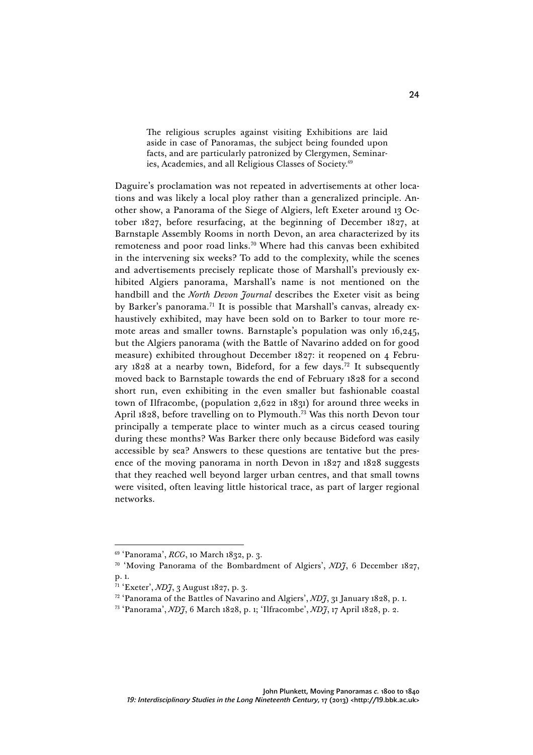> The religious scruples against visiting Exhibitions are laid aside in case of Panoramas, the subject being founded upon facts, and are particularly patronized by Clergymen, Seminaries, Academies, and all Religious Classes of Society.[69]

Daguire's proclamation was not repeated in advertisements at other locations and was likely a local ploy rather than a generalized principle. Another show, a Panorama of the Siege of Algiers, left Exeter around 13 October 1827, before resurfacing, at the beginning of December 1827, at Barnstaple Assembly Rooms in north Devon, an area characterized by its remoteness and poor road links.[70] Where had this canvas been exhibited in the intervening six weeks? To add to the complexity, while the scenes and advertisements precisely replicate those of Marshall's previously exhibited Algiers panorama, Marshall's name is not mentioned on the handbill and the *North Devon Journal* describes the Exeter visit as being by Barker's panorama.[71] It is possible that Marshall's canvas, already exhaustively exhibited, may have been sold on to Barker to tour more remote areas and smaller towns. Barnstaple's population was only 16,245, but the Algiers panorama (with the Battle of Navarino added on for good measure) exhibited throughout December 1827: it reopened on 4 February 1828 at a nearby town, Bideford, for a few days.[72] It subsequently moved back to Barnstaple towards the end of February 1828 for a second short run, even exhibiting in the even smaller but fashionable coastal town of Ilfracombe, (population 2,622 in 1831) for around three weeks in April 1828, before travelling on to Plymouth.[73] Was this north Devon tour principally a temperate place to winter much as a circus ceased touring during these months? Was Barker there only because Bideford was easily accessible by sea? Answers to these questions are tentative but the presence of the moving panorama in north Devon in 1827 and 1828 suggests that they reached well beyond larger urban centres, and that small towns were visited, often leaving little historical trace, as part of larger regional networks.

---

[69] 'Panorama', *RCG*, 10 March 1832, p. 3.

[70] 'Moving Panorama of the Bombardment of Algiers', *NDJ*, 6 December 1827, p. 1.

[71] 'Exeter', *NDJ*, 3 August 1827, p. 3.

[72] 'Panorama of the Battles of Navarino and Algiers', *NDJ*, 31 January 1828, p. 1.

[73] 'Panorama', *NDJ*, 6 March 1828, p. 1; 'Ilfracombe', *NDJ*, 17 April 1828, p. 2.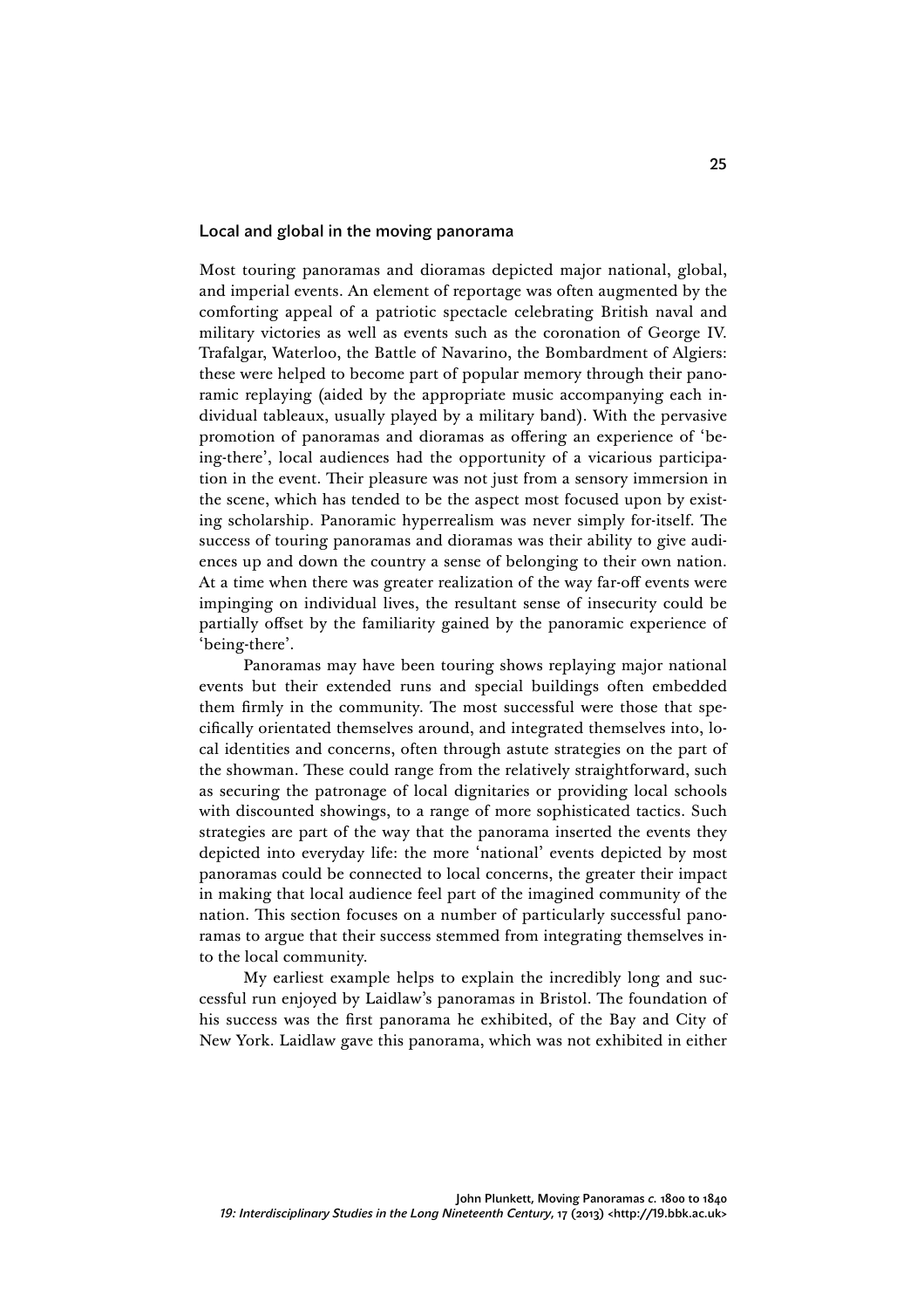## Local and global in the moving panorama

Most touring panoramas and dioramas depicted major national, global, and imperial events. An element of reportage was often augmented by the comforting appeal of a patriotic spectacle celebrating British naval and military victories as well as events such as the coronation of George IV. Trafalgar, Waterloo, the Battle of Navarino, the Bombardment of Algiers: these were helped to become part of popular memory through their panoramic replaying (aided by the appropriate music accompanying each individual tableaux, usually played by a military band). With the pervasive promotion of panoramas and dioramas as offering an experience of 'being-there', local audiences had the opportunity of a vicarious participation in the event. Their pleasure was not just from a sensory immersion in the scene, which has tended to be the aspect most focused upon by existing scholarship. Panoramic hyperrealism was never simply for-itself. The success of touring panoramas and dioramas was their ability to give audiences up and down the country a sense of belonging to their own nation. At a time when there was greater realization of the way far-off events were impinging on individual lives, the resultant sense of insecurity could be partially offset by the familiarity gained by the panoramic experience of 'being-there'.

Panoramas may have been touring shows replaying major national events but their extended runs and special buildings often embedded them firmly in the community. The most successful were those that specifically orientated themselves around, and integrated themselves into, local identities and concerns, often through astute strategies on the part of the showman. These could range from the relatively straightforward, such as securing the patronage of local dignitaries or providing local schools with discounted showings, to a range of more sophisticated tactics. Such strategies are part of the way that the panorama inserted the events they depicted into everyday life: the more 'national' events depicted by most panoramas could be connected to local concerns, the greater their impact in making that local audience feel part of the imagined community of the nation. This section focuses on a number of particularly successful panoramas to argue that their success stemmed from integrating themselves into the local community.

My earliest example helps to explain the incredibly long and successful run enjoyed by Laidlaw's panoramas in Bristol. The foundation of his success was the first panorama he exhibited, of the Bay and City of New York. Laidlaw gave this panorama, which was not exhibited in either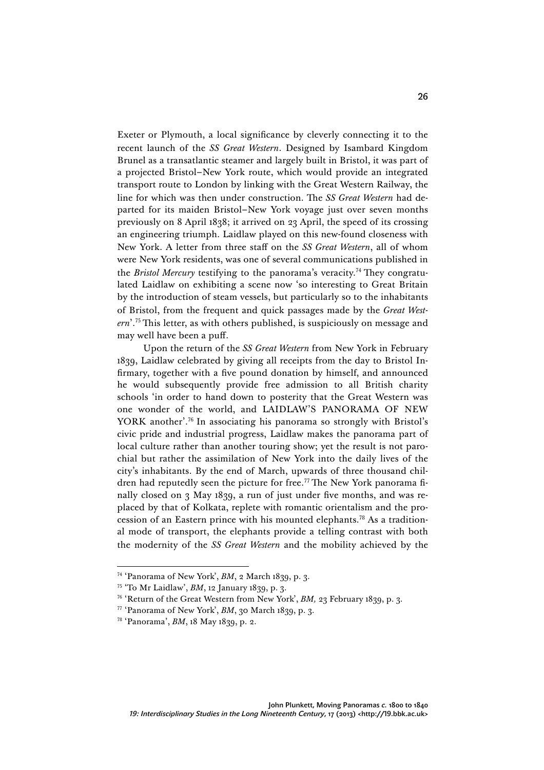Exeter or Plymouth, a local significance by cleverly connecting it to the recent launch of the *SS Great Western*. Designed by Isambard Kingdom Brunel as a transatlantic steamer and largely built in Bristol, it was part of a projected Bristol–New York route, which would provide an integrated transport route to London by linking with the Great Western Railway, the line for which was then under construction. The *SS Great Western* had departed for its maiden Bristol–New York voyage just over seven months previously on 8 April 1838; it arrived on 23 April, the speed of its crossing an engineering triumph. Laidlaw played on this new-found closeness with New York. A letter from three staff on the *SS Great Western*, all of whom were New York residents, was one of several communications published in the *Bristol Mercury* testifying to the panorama's veracity.[74] They congratulated Laidlaw on exhibiting a scene now 'so interesting to Great Britain by the introduction of steam vessels, but particularly so to the inhabitants of Bristol, from the frequent and quick passages made by the *Great Western*'.[75] This letter, as with others published, is suspiciously on message and may well have been a puff.

Upon the return of the *SS Great Western* from New York in February 1839, Laidlaw celebrated by giving all receipts from the day to Bristol Infirmary, together with a five pound donation by himself, and announced he would subsequently provide free admission to all British charity schools 'in order to hand down to posterity that the Great Western was one wonder of the world, and LAIDLAW'S PANORAMA OF NEW YORK another'.[76] In associating his panorama so strongly with Bristol's civic pride and industrial progress, Laidlaw makes the panorama part of local culture rather than another touring show; yet the result is not parochial but rather the assimilation of New York into the daily lives of the city's inhabitants. By the end of March, upwards of three thousand children had reputedly seen the picture for free.[77] The New York panorama finally closed on 3 May 1839, a run of just under five months, and was replaced by that of Kolkata, replete with romantic orientalism and the procession of an Eastern prince with his mounted elephants.[78] As a traditional mode of transport, the elephants provide a telling contrast with both the modernity of the *SS Great Western* and the mobility achieved by the

---

[74] 'Panorama of New York', *BM*, 2 March 1839, p. 3.

[75] 'To Mr Laidlaw', *BM*, 12 January 1839, p. 3.

[76] 'Return of the Great Western from New York', *BM,* 23 February 1839, p. 3.

[77] 'Panorama of New York', *BM*, 30 March 1839, p. 3.

[78] 'Panorama', *BM*, 18 May 1839, p. 2.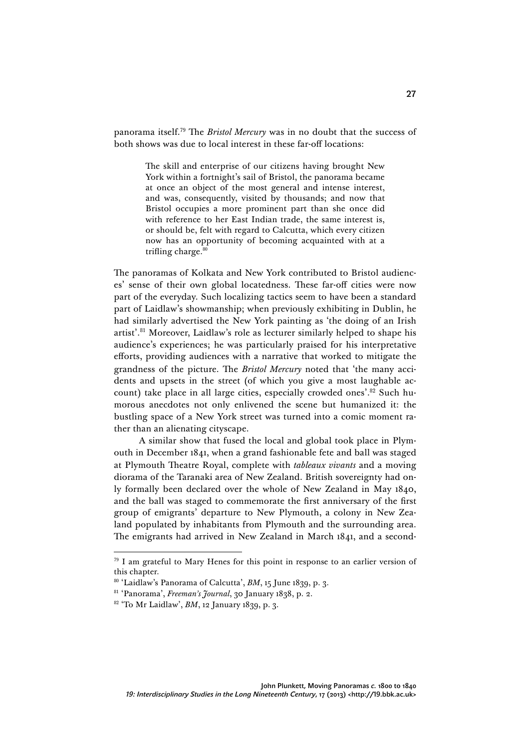panorama itself.[79] The *Bristol Mercury* was in no doubt that the success of both shows was due to local interest in these far-off locations:

> The skill and enterprise of our citizens having brought New York within a fortnight's sail of Bristol, the panorama became at once an object of the most general and intense interest, and was, consequently, visited by thousands; and now that Bristol occupies a more prominent part than she once did with reference to her East Indian trade, the same interest is, or should be, felt with regard to Calcutta, which every citizen now has an opportunity of becoming acquainted with at a trifling charge.[80]

The panoramas of Kolkata and New York contributed to Bristol audiences' sense of their own global locatedness. These far-off cities were now part of the everyday. Such localizing tactics seem to have been a standard part of Laidlaw's showmanship; when previously exhibiting in Dublin, he had similarly advertised the New York painting as 'the doing of an Irish artist'.[81] Moreover, Laidlaw's role as lecturer similarly helped to shape his audience's experiences; he was particularly praised for his interpretative efforts, providing audiences with a narrative that worked to mitigate the grandness of the picture. The *Bristol Mercury* noted that 'the many accidents and upsets in the street (of which you give a most laughable account) take place in all large cities, especially crowded ones'.[82] Such humorous anecdotes not only enlivened the scene but humanized it: the bustling space of a New York street was turned into a comic moment rather than an alienating cityscape.

A similar show that fused the local and global took place in Plymouth in December 1841, when a grand fashionable fete and ball was staged at Plymouth Theatre Royal, complete with *tableaux vivants* and a moving diorama of the Taranaki area of New Zealand. British sovereignty had only formally been declared over the whole of New Zealand in May 1840, and the ball was staged to commemorate the first anniversary of the first group of emigrants' departure to New Plymouth, a colony in New Zealand populated by inhabitants from Plymouth and the surrounding area. The emigrants had arrived in New Zealand in March 1841, and a second-

---

[79] I am grateful to Mary Henes for this point in response to an earlier version of this chapter.

[80] 'Laidlaw's Panorama of Calcutta', *BM*, 15 June 1839, p. 3.

[81] 'Panorama', *Freeman's Journal*, 30 January 1838, p. 2.

[82] 'To Mr Laidlaw', *BM*, 12 January 1839, p. 3.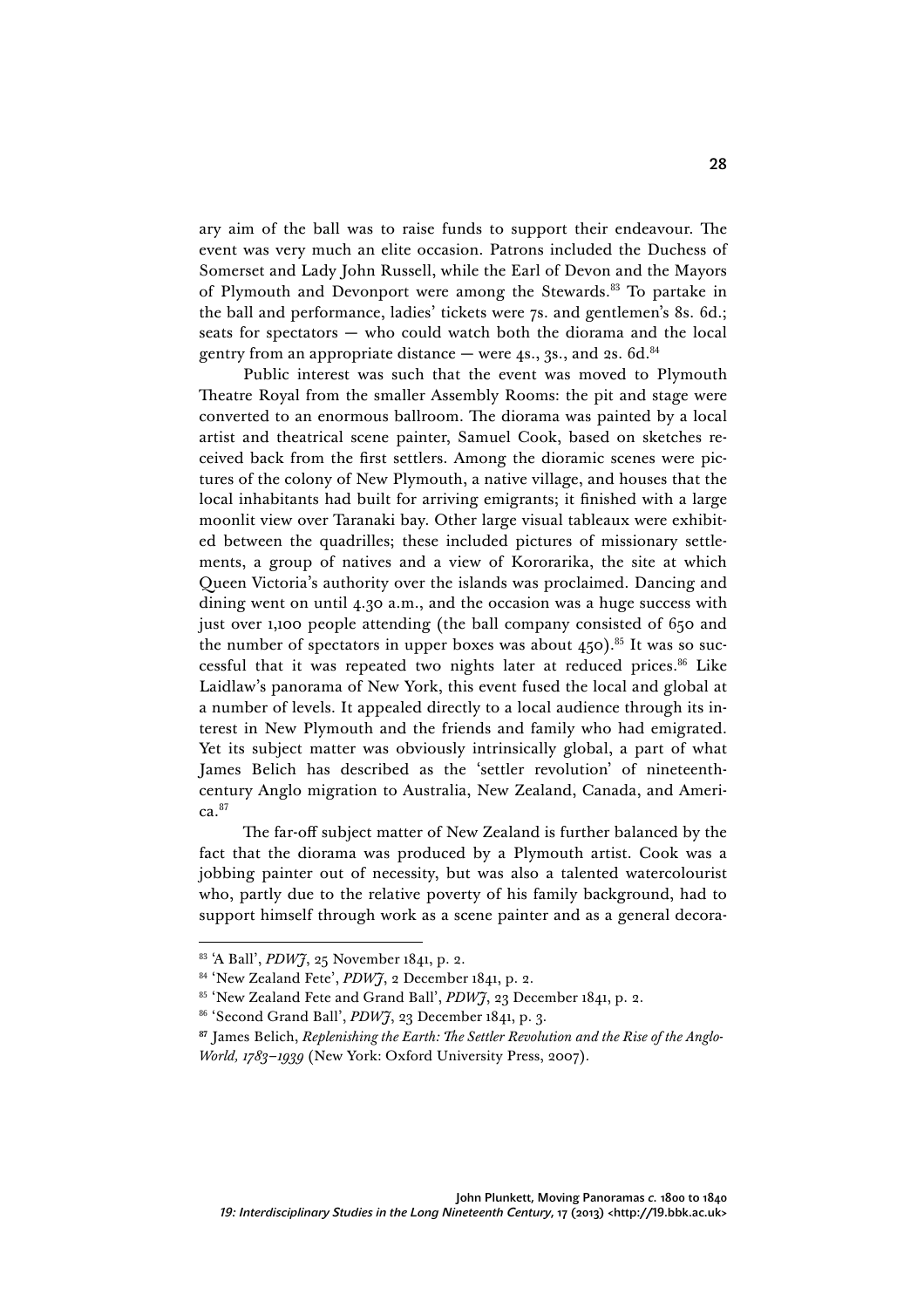ary aim of the ball was to raise funds to support their endeavour. The event was very much an elite occasion. Patrons included the Duchess of Somerset and Lady John Russell, while the Earl of Devon and the Mayors of Plymouth and Devonport were among the Stewards.[83] To partake in the ball and performance, ladies' tickets were 7s. and gentlemen's 8s. 6d.; seats for spectators — who could watch both the diorama and the local gentry from an appropriate distance — were 4s., 3s., and 2s. 6d.[84]

Public interest was such that the event was moved to Plymouth Theatre Royal from the smaller Assembly Rooms: the pit and stage were converted to an enormous ballroom. The diorama was painted by a local artist and theatrical scene painter, Samuel Cook, based on sketches received back from the first settlers. Among the dioramic scenes were pictures of the colony of New Plymouth, a native village, and houses that the local inhabitants had built for arriving emigrants; it finished with a large moonlit view over Taranaki bay. Other large visual tableaux were exhibited between the quadrilles; these included pictures of missionary settlements, a group of natives and a view of Kororarika, the site at which Queen Victoria's authority over the islands was proclaimed. Dancing and dining went on until 4.30 a.m., and the occasion was a huge success with just over 1,100 people attending (the ball company consisted of 650 and the number of spectators in upper boxes was about 450).[85] It was so successful that it was repeated two nights later at reduced prices.[86] Like Laidlaw's panorama of New York, this event fused the local and global at a number of levels. It appealed directly to a local audience through its interest in New Plymouth and the friends and family who had emigrated. Yet its subject matter was obviously intrinsically global, a part of what James Belich has described as the 'settler revolution' of nineteenth-century Anglo migration to Australia, New Zealand, Canada, and America.[87]

The far-off subject matter of New Zealand is further balanced by the fact that the diorama was produced by a Plymouth artist. Cook was a jobbing painter out of necessity, but was also a talented watercolourist who, partly due to the relative poverty of his family background, had to support himself through work as a scene painter and as a general decora-

---

[83] 'A Ball', *PDWJ*, 25 November 1841, p. 2.

[84] 'New Zealand Fete', *PDWJ*, 2 December 1841, p. 2.

[85] 'New Zealand Fete and Grand Ball', *PDWJ*, 23 December 1841, p. 2.

[86] 'Second Grand Ball', *PDWJ*, 23 December 1841, p. 3.

[87] James Belich, *Replenishing the Earth: The Settler Revolution and the Rise of the Anglo-World, 1783–1939* (New York: Oxford University Press, 2007).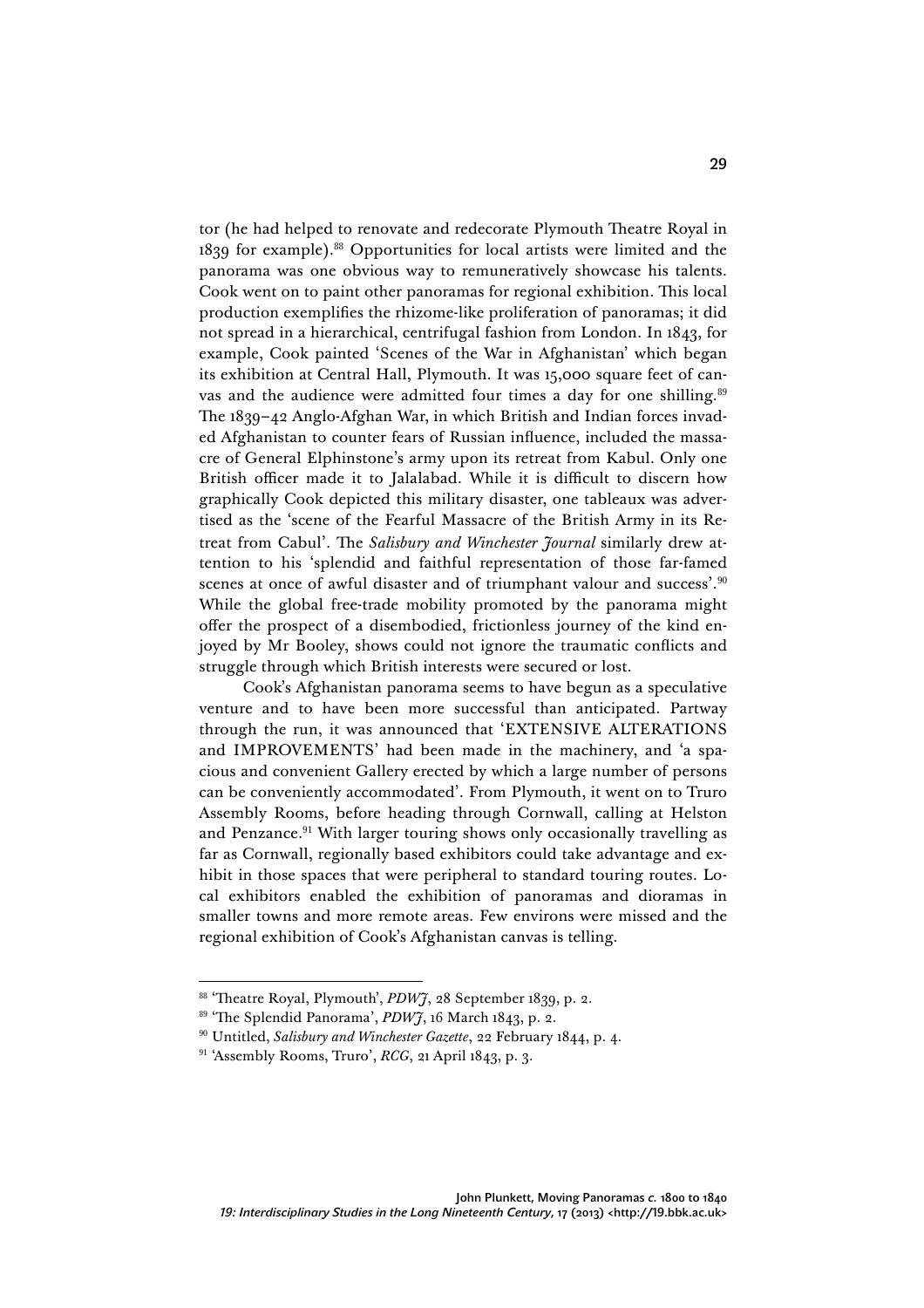tor (he had helped to renovate and redecorate Plymouth Theatre Royal in 1839 for example).[88] Opportunities for local artists were limited and the panorama was one obvious way to remuneratively showcase his talents. Cook went on to paint other panoramas for regional exhibition. This local production exemplifies the rhizome-like proliferation of panoramas; it did not spread in a hierarchical, centrifugal fashion from London. In 1843, for example, Cook painted 'Scenes of the War in Afghanistan' which began its exhibition at Central Hall, Plymouth. It was 15,000 square feet of canvas and the audience were admitted four times a day for one shilling.[89] The 1839–42 Anglo-Afghan War, in which British and Indian forces invaded Afghanistan to counter fears of Russian influence, included the massacre of General Elphinstone's army upon its retreat from Kabul. Only one British officer made it to Jalalabad. While it is difficult to discern how graphically Cook depicted this military disaster, one tableaux was advertised as the 'scene of the Fearful Massacre of the British Army in its Retreat from Cabul'. The *Salisbury and Winchester Journal* similarly drew attention to his 'splendid and faithful representation of those far-famed scenes at once of awful disaster and of triumphant valour and success'.[90] While the global free-trade mobility promoted by the panorama might offer the prospect of a disembodied, frictionless journey of the kind enjoyed by Mr Booley, shows could not ignore the traumatic conflicts and struggle through which British interests were secured or lost.

Cook's Afghanistan panorama seems to have begun as a speculative venture and to have been more successful than anticipated. Partway through the run, it was announced that 'EXTENSIVE ALTERATIONS and IMPROVEMENTS' had been made in the machinery, and 'a spacious and convenient Gallery erected by which a large number of persons can be conveniently accommodated'. From Plymouth, it went on to Truro Assembly Rooms, before heading through Cornwall, calling at Helston and Penzance.[91] With larger touring shows only occasionally travelling as far as Cornwall, regionally based exhibitors could take advantage and exhibit in those spaces that were peripheral to standard touring routes. Local exhibitors enabled the exhibition of panoramas and dioramas in smaller towns and more remote areas. Few environs were missed and the regional exhibition of Cook's Afghanistan canvas is telling.

---

[88] 'Theatre Royal, Plymouth', *PDWJ*, 28 September 1839, p. 2.

[89] 'The Splendid Panorama', *PDWJ*, 16 March 1843, p. 2.

[90] Untitled, *Salisbury and Winchester Gazette*, 22 February 1844, p. 4.

[91] 'Assembly Rooms, Truro', *RCG*, 21 April 1843, p. 3.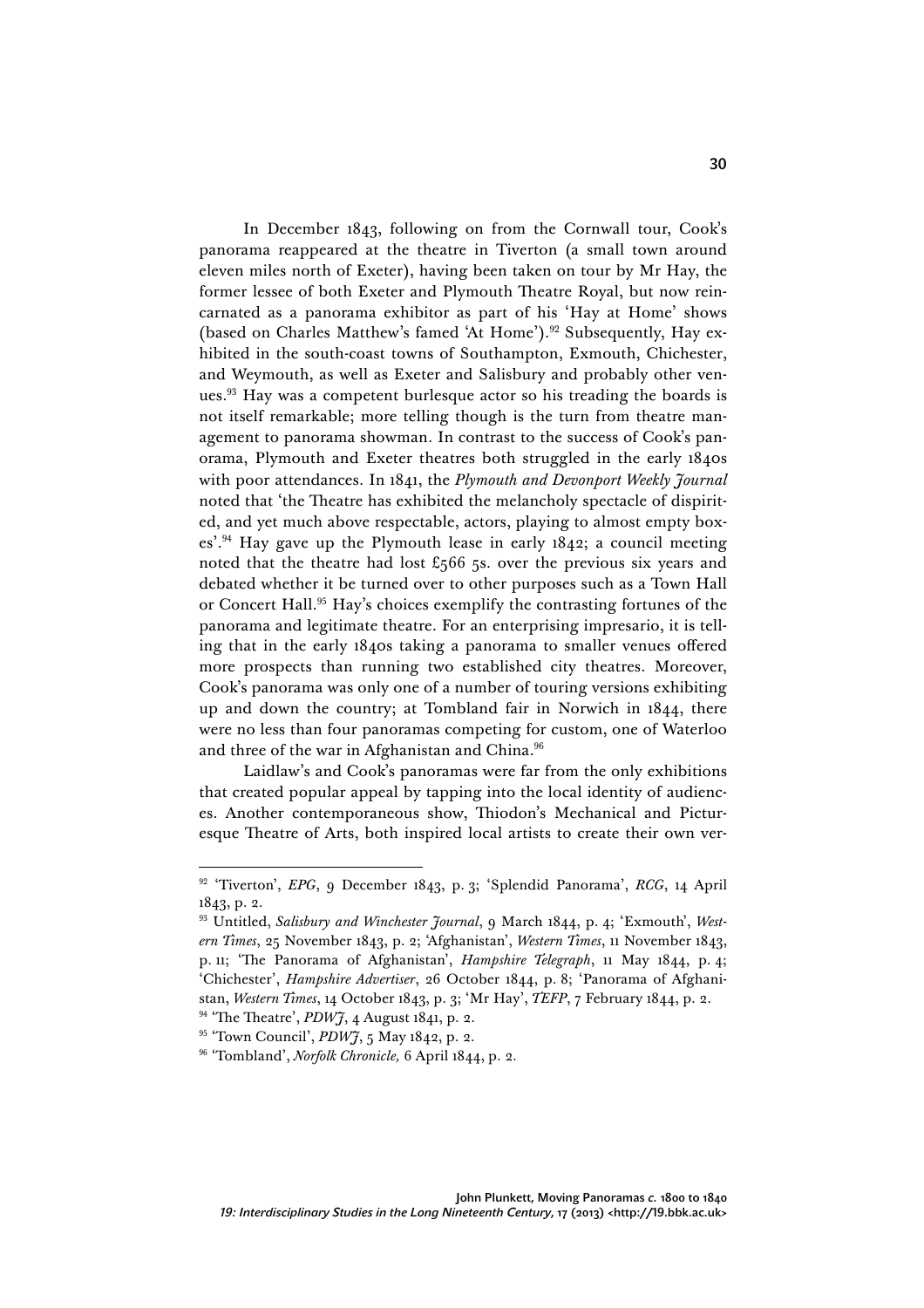In December 1843, following on from the Cornwall tour, Cook's panorama reappeared at the theatre in Tiverton (a small town around eleven miles north of Exeter), having been taken on tour by Mr Hay, the former lessee of both Exeter and Plymouth Theatre Royal, but now reincarnated as a panorama exhibitor as part of his 'Hay at Home' shows (based on Charles Matthew's famed 'At Home').[92] Subsequently, Hay exhibited in the south-coast towns of Southampton, Exmouth, Chichester, and Weymouth, as well as Exeter and Salisbury and probably other venues.[93] Hay was a competent burlesque actor so his treading the boards is not itself remarkable; more telling though is the turn from theatre management to panorama showman. In contrast to the success of Cook's panorama, Plymouth and Exeter theatres both struggled in the early 1840s with poor attendances. In 1841, the *Plymouth and Devonport Weekly Journal* noted that 'the Theatre has exhibited the melancholy spectacle of dispirited, and yet much above respectable, actors, playing to almost empty boxes'.[94] Hay gave up the Plymouth lease in early 1842; a council meeting noted that the theatre had lost £566 5s. over the previous six years and debated whether it be turned over to other purposes such as a Town Hall or Concert Hall.[95] Hay's choices exemplify the contrasting fortunes of the panorama and legitimate theatre. For an enterprising impresario, it is telling that in the early 1840s taking a panorama to smaller venues offered more prospects than running two established city theatres. Moreover, Cook's panorama was only one of a number of touring versions exhibiting up and down the country; at Tombland fair in Norwich in 1844, there were no less than four panoramas competing for custom, one of Waterloo and three of the war in Afghanistan and China.[96]

Laidlaw's and Cook's panoramas were far from the only exhibitions that created popular appeal by tapping into the local identity of audiences. Another contemporaneous show, Thiodon's Mechanical and Picturesque Theatre of Arts, both inspired local artists to create their own ver-

---

[92] 'Tiverton', *EPG*, 9 December 1843, p. 3; 'Splendid Panorama', *RCG*, 14 April 1843, p. 2.

[93] Untitled, *Salisbury and Winchester Journal*, 9 March 1844, p. 4; 'Exmouth', *Western Times*, 25 November 1843, p. 2; 'Afghanistan', *Western Times*, 11 November 1843, p. 11; 'The Panorama of Afghanistan', *Hampshire Telegraph*, 11 May 1844, p. 4; 'Chichester', *Hampshire Advertiser*, 26 October 1844, p. 8; 'Panorama of Afghanistan, *Western Times*, 14 October 1843, p. 3; 'Mr Hay', *TEFP*, 7 February 1844, p. 2.

[94] 'The Theatre', *PDWJ*, 4 August 1841, p. 2.

[95] 'Town Council', *PDWJ*, 5 May 1842, p. 2.

[96] 'Tombland', *Norfolk Chronicle,* 6 April 1844, p. 2.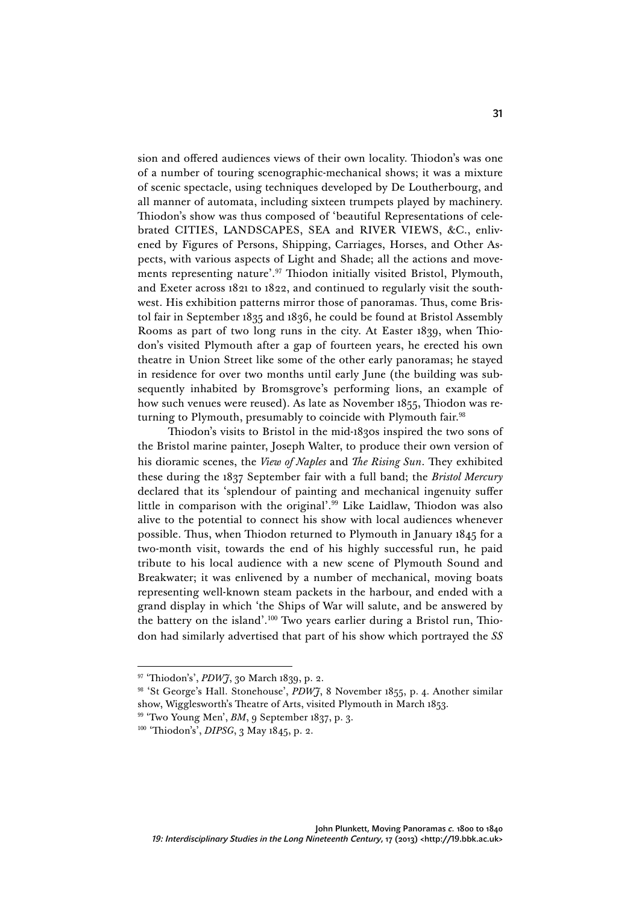sion and offered audiences views of their own locality. Thiodon's was one of a number of touring scenographic-mechanical shows; it was a mixture of scenic spectacle, using techniques developed by De Loutherbourg, and all manner of automata, including sixteen trumpets played by machinery. Thiodon's show was thus composed of 'beautiful Representations of celebrated CITIES, LANDSCAPES, SEA and RIVER VIEWS, &C., enlivened by Figures of Persons, Shipping, Carriages, Horses, and Other Aspects, with various aspects of Light and Shade; all the actions and movements representing nature'.[97] Thiodon initially visited Bristol, Plymouth, and Exeter across 1821 to 1822, and continued to regularly visit the southwest. His exhibition patterns mirror those of panoramas. Thus, come Bristol fair in September 1835 and 1836, he could be found at Bristol Assembly Rooms as part of two long runs in the city. At Easter 1839, when Thiodon's visited Plymouth after a gap of fourteen years, he erected his own theatre in Union Street like some of the other early panoramas; he stayed in residence for over two months until early June (the building was subsequently inhabited by Bromsgrove's performing lions, an example of how such venues were reused). As late as November 1855, Thiodon was returning to Plymouth, presumably to coincide with Plymouth fair.[98]

Thiodon's visits to Bristol in the mid-1830s inspired the two sons of the Bristol marine painter, Joseph Walter, to produce their own version of his dioramic scenes, the *View of Naples* and *The Rising Sun*. They exhibited these during the 1837 September fair with a full band; the *Bristol Mercury* declared that its 'splendour of painting and mechanical ingenuity suffer little in comparison with the original'.[99] Like Laidlaw, Thiodon was also alive to the potential to connect his show with local audiences whenever possible. Thus, when Thiodon returned to Plymouth in January 1845 for a two-month visit, towards the end of his highly successful run, he paid tribute to his local audience with a new scene of Plymouth Sound and Breakwater; it was enlivened by a number of mechanical, moving boats representing well-known steam packets in the harbour, and ended with a grand display in which 'the Ships of War will salute, and be answered by the battery on the island'.[100] Two years earlier during a Bristol run, Thiodon had similarly advertised that part of his show which portrayed the *SS*

---

[97] 'Thiodon's', *PDWJ*, 30 March 1839, p. 2.

[98] 'St George's Hall. Stonehouse', *PDWJ*, 8 November 1855, p. 4. Another similar show, Wigglesworth's Theatre of Arts, visited Plymouth in March 1853.

[99] 'Two Young Men', *BM*, 9 September 1837, p. 3.

[100] 'Thiodon's', *DIPSG*, 3 May 1845, p. 2.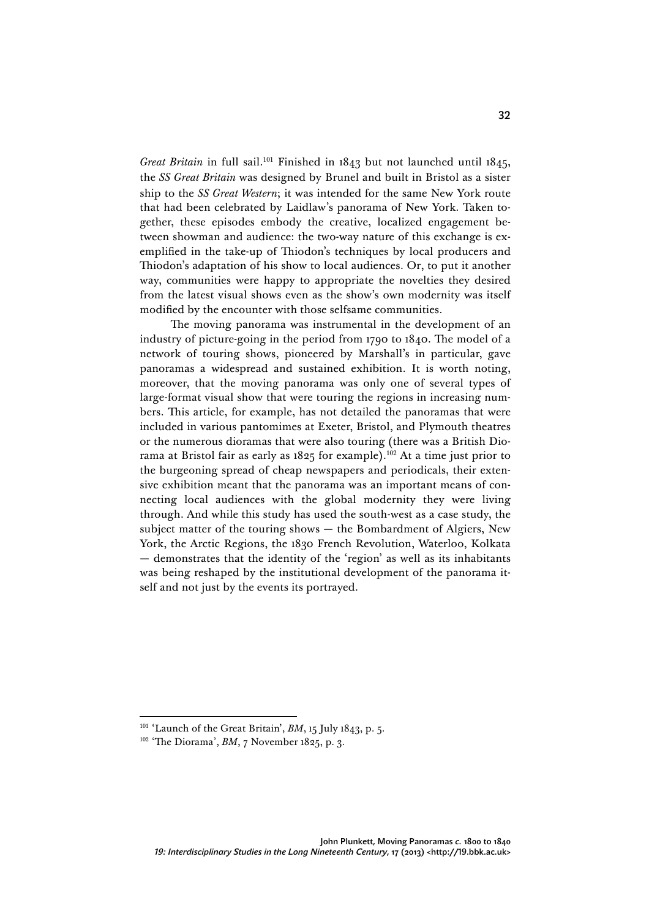*Great Britain* in full sail.[101] Finished in 1843 but not launched until 1845, the *SS Great Britain* was designed by Brunel and built in Bristol as a sister ship to the *SS Great Western*; it was intended for the same New York route that had been celebrated by Laidlaw's panorama of New York. Taken together, these episodes embody the creative, localized engagement between showman and audience: the two-way nature of this exchange is exemplified in the take-up of Thiodon's techniques by local producers and Thiodon's adaptation of his show to local audiences. Or, to put it another way, communities were happy to appropriate the novelties they desired from the latest visual shows even as the show's own modernity was itself modified by the encounter with those selfsame communities.

The moving panorama was instrumental in the development of an industry of picture-going in the period from 1790 to 1840. The model of a network of touring shows, pioneered by Marshall's in particular, gave panoramas a widespread and sustained exhibition. It is worth noting, moreover, that the moving panorama was only one of several types of large-format visual show that were touring the regions in increasing numbers. This article, for example, has not detailed the panoramas that were included in various pantomimes at Exeter, Bristol, and Plymouth theatres or the numerous dioramas that were also touring (there was a British Diorama at Bristol fair as early as 1825 for example).[102] At a time just prior to the burgeoning spread of cheap newspapers and periodicals, their extensive exhibition meant that the panorama was an important means of connecting local audiences with the global modernity they were living through. And while this study has used the south-west as a case study, the subject matter of the touring shows — the Bombardment of Algiers, New York, the Arctic Regions, the 1830 French Revolution, Waterloo, Kolkata — demonstrates that the identity of the 'region' as well as its inhabitants was being reshaped by the institutional development of the panorama itself and not just by the events its portrayed.

---

[101] 'Launch of the Great Britain', *BM*, 15 July 1843, p. 5.

[102] 'The Diorama', *BM*, 7 November 1825, p. 3.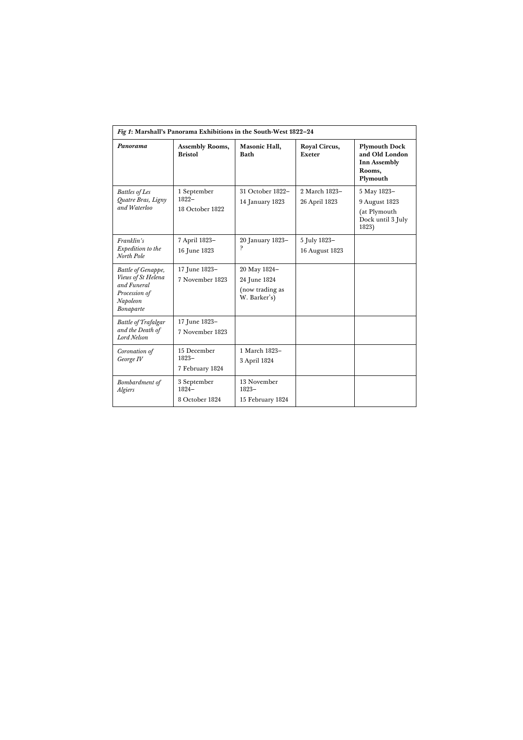*Fig 1*: **Marshall's Panorama Exhibitions in the South-West 1822–24**

| ***Panorama*** | **Assembly Rooms, Bristol** | **Masonic Hall, Bath** | **Royal Circus, Exeter** | **Plymouth Dock and Old London Inn Assembly Rooms, Plymouth** |
|---|---|---|---|---|
| *Battles of Les Quatre Bras, Ligny and Waterloo* | 1 September 1822– 18 October 1822 | 31 October 1822– 14 January 1823 | 2 March 1823– 26 April 1823 | 5 May 1823– 9 August 1823 (at Plymouth Dock until 3 July 1823) |
| *Franklin's Expedition to the North Pole* | 7 April 1823– 16 June 1823 | 20 January 1823– ? | 5 July 1823– 16 August 1823 | |
| *Battle of Genappe, Views of St Helena and Funeral Procession of Napoleon Bonaparte* | 17 June 1823– 7 November 1823 | 20 May 1824– 24 June 1824 (now trading as W. Barker's) | | |
| *Battle of Trafalgar and the Death of Lord Nelson* | 17 June 1823– 7 November 1823 | | | |
| *Coronation of George IV* | 15 December 1823– 7 February 1824 | 1 March 1823– 3 April 1824 | | |
| *Bombardment of Algiers* | 3 September 1824– 8 October 1824 | 13 November 1823– 15 February 1824 | | |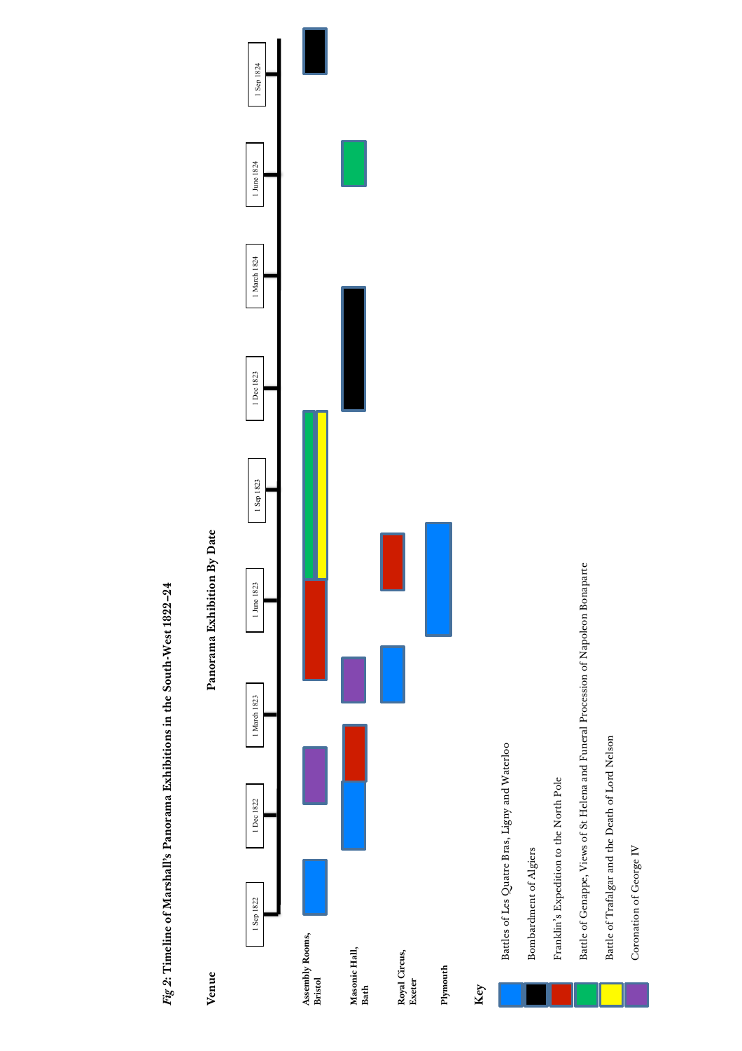*Fig 2*: **Timeline of Marshall's Panorama Exhibitions in the South-West 1822–24**

**Venue**

**Panorama Exhibition By Date**

1 Sep 1822

1 Dec 1822

1 March 1823

1 June 1823

1 Sep 1823

1 Dec 1823

1 March 1824

1 June 1824

1 Sep 1824

**Assembly Rooms, Bristol**

**Masonic Hall, Bath**

**Royal Circus, Exeter**

**Plymouth**

**Key**

Battles of Les Quatre Bras, Ligny and Waterloo

Bombardment of Algiers

Franklin's Expedition to the North Pole

Battle of Genappe, Views of St Helena and Funeral Procession of Napoleon Bonaparte

Battle of Trafalgar and the Death of Lord Nelson

Coronation of George IV